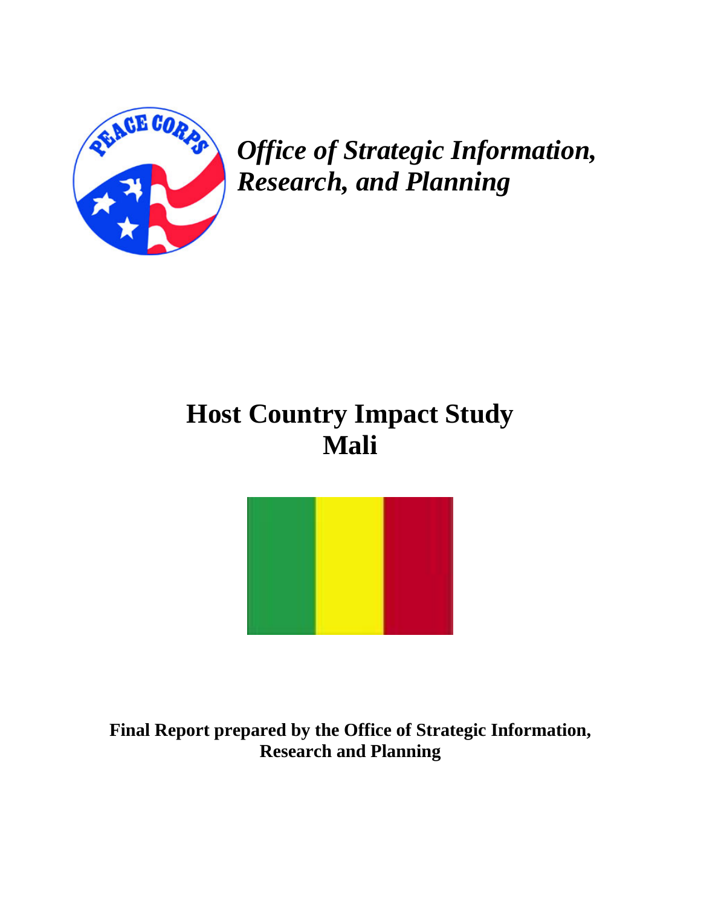*Office of Strategic Information, Research, and Planning*

# Host Country Impact Study
# Mali

**Final Report prepared by the Office of Strategic Information, Research and Planning**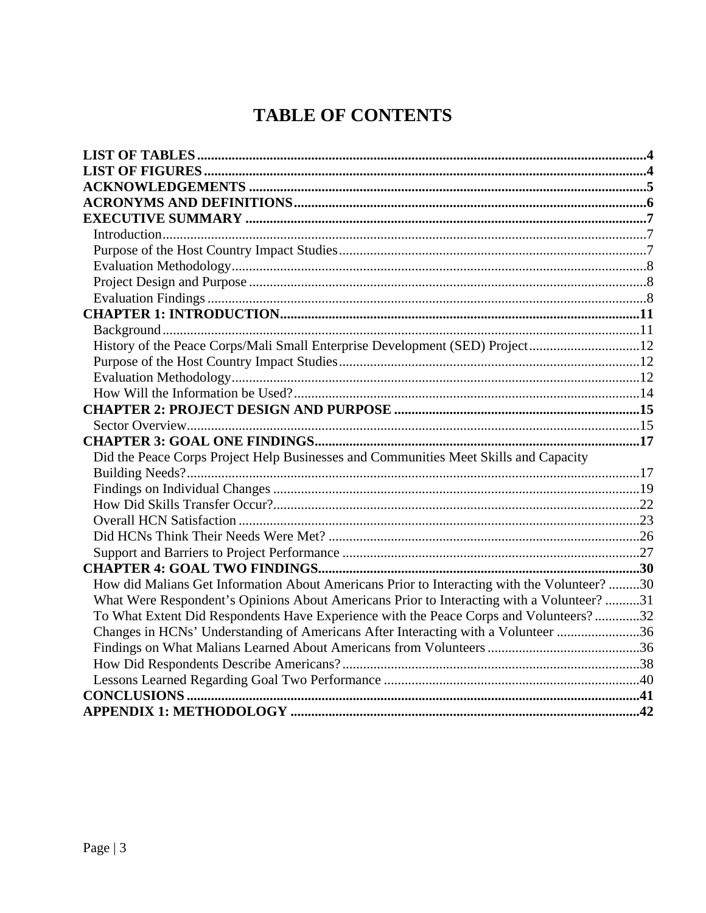# TABLE OF CONTENTS

**LIST OF TABLES** ....................................................................................................................4
**LIST OF FIGURES** ..................................................................................................................4
**ACKNOWLEDGEMENTS** .......................................................................................................5
**ACRONYMS AND DEFINITIONS**..........................................................................................6
**EXECUTIVE SUMMARY** ........................................................................................................7
- Introduction..........................................................................................................................7
- Purpose of the Host Country Impact Studies........................................................................7
- Evaluation Methodology.......................................................................................................8
- Project Design and Purpose .................................................................................................8
- Evaluation Findings .............................................................................................................8

**CHAPTER 1: INTRODUCTION**.............................................................................................11
- Background.........................................................................................................................11
- History of the Peace Corps/Mali Small Enterprise Development (SED) Project....................12
- Purpose of the Host Country Impact Studies.......................................................................12
- Evaluation Methodology.....................................................................................................12
- How Will the Information be Used?...................................................................................14

**CHAPTER 2: PROJECT DESIGN AND PURPOSE** ..............................................................15
- Sector Overview..................................................................................................................15

**CHAPTER 3: GOAL ONE FINDINGS**....................................................................................17
- Did the Peace Corps Project Help Businesses and Communities Meet Skills and Capacity Building Needs?..................................................................................................................17
- Findings on Individual Changes ..........................................................................................19
- How Did Skills Transfer Occur?..........................................................................................22
- Overall HCN Satisfaction ...................................................................................................23
- Did HCNs Think Their Needs Were Met? ..........................................................................26
- Support and Barriers to Project Performance ......................................................................27

**CHAPTER 4: GOAL TWO FINDINGS**...................................................................................30
- How did Malians Get Information About Americans Prior to Interacting with the Volunteer? .........30
- What Were Respondent’s Opinions About Americans Prior to Interacting with a Volunteer? ..........31
- To What Extent Did Respondents Have Experience with the Peace Corps and Volunteers? .............32
- Changes in HCNs’ Understanding of Americans After Interacting with a Volunteer ........................36
- Findings on What Malians Learned About Americans from Volunteers ...........................................36
- How Did Respondents Describe Americans?.......................................................................38
- Lessons Learned Regarding Goal Two Performance ..........................................................40

**CONCLUSIONS** .......................................................................................................................41
**APPENDIX 1: METHODOLOGY** ..........................................................................................42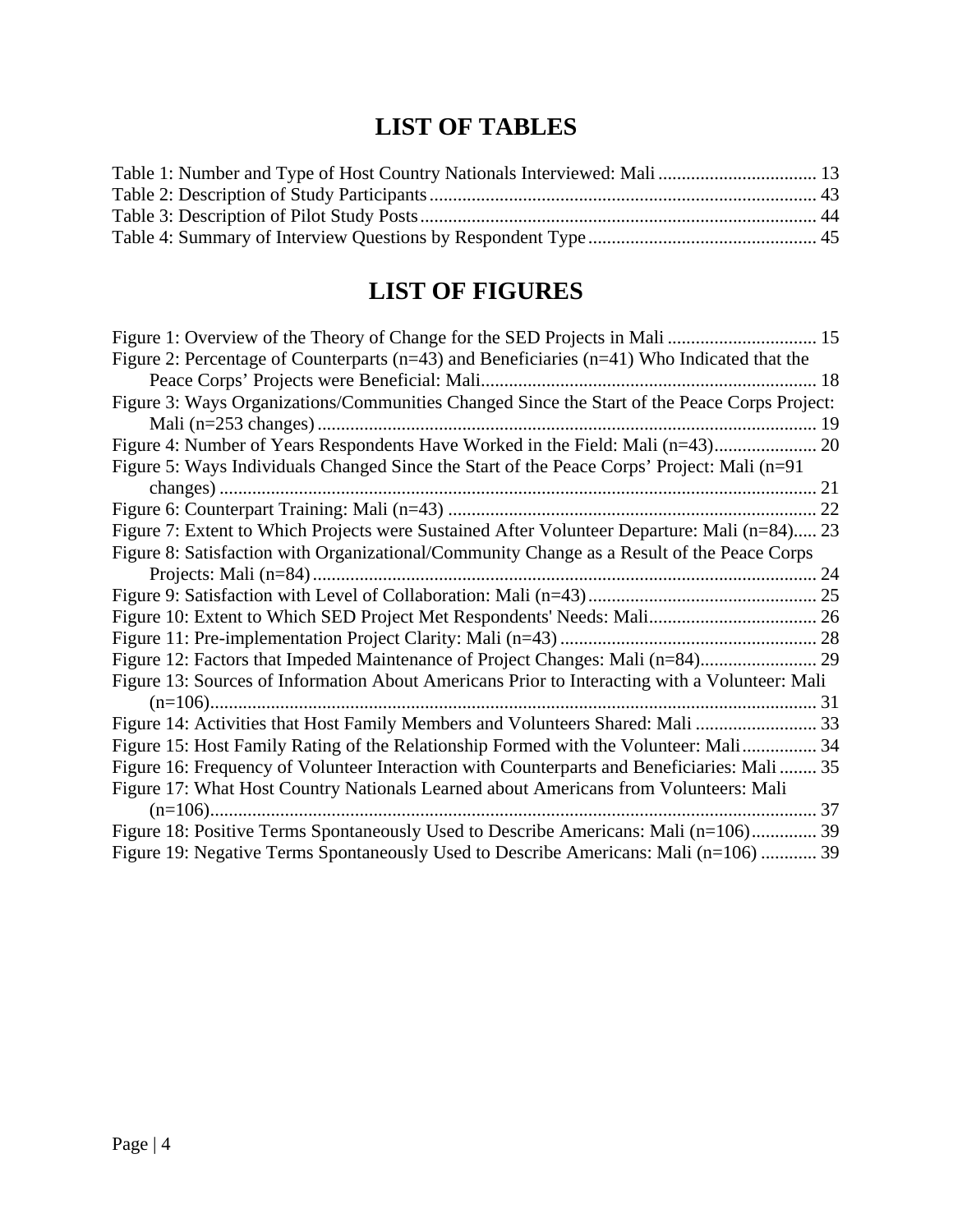# LIST OF TABLES

Table 1: Number and Type of Host Country Nationals Interviewed: Mali .................................. 13
Table 2: Description of Study Participants.................................................................................. 43
Table 3: Description of Pilot Study Posts.................................................................................... 44
Table 4: Summary of Interview Questions by Respondent Type................................................. 45

# LIST OF FIGURES

Figure 1: Overview of the Theory of Change for the SED Projects in Mali ................................ 15
Figure 2: Percentage of Counterparts (n=43) and Beneficiaries (n=41) Who Indicated that the Peace Corps' Projects were Beneficial: Mali........................................................................ 18
Figure 3: Ways Organizations/Communities Changed Since the Start of the Peace Corps Project: Mali (n=253 changes) ........................................................................................................... 19
Figure 4: Number of Years Respondents Have Worked in the Field: Mali (n=43)...................... 20
Figure 5: Ways Individuals Changed Since the Start of the Peace Corps' Project: Mali (n=91 changes) ................................................................................................................................ 21
Figure 6: Counterpart Training: Mali (n=43) ............................................................................... 22
Figure 7: Extent to Which Projects were Sustained After Volunteer Departure: Mali (n=84)..... 23
Figure 8: Satisfaction with Organizational/Community Change as a Result of the Peace Corps Projects: Mali (n=84)............................................................................................................ 24
Figure 9: Satisfaction with Level of Collaboration: Mali (n=43)................................................. 25
Figure 10: Extent to Which SED Project Met Respondents' Needs: Mali.................................... 26
Figure 11: Pre-implementation Project Clarity: Mali (n=43) ....................................................... 28
Figure 12: Factors that Impeded Maintenance of Project Changes: Mali (n=84)......................... 29
Figure 13: Sources of Information About Americans Prior to Interacting with a Volunteer: Mali (n=106).................................................................................................................................. 31
Figure 14: Activities that Host Family Members and Volunteers Shared: Mali .......................... 33
Figure 15: Host Family Rating of the Relationship Formed with the Volunteer: Mali................ 34
Figure 16: Frequency of Volunteer Interaction with Counterparts and Beneficiaries: Mali ........ 35
Figure 17: What Host Country Nationals Learned about Americans from Volunteers: Mali (n=106).................................................................................................................................. 37
Figure 18: Positive Terms Spontaneously Used to Describe Americans: Mali (n=106).............. 39
Figure 19: Negative Terms Spontaneously Used to Describe Americans: Mali (n=106) ............ 39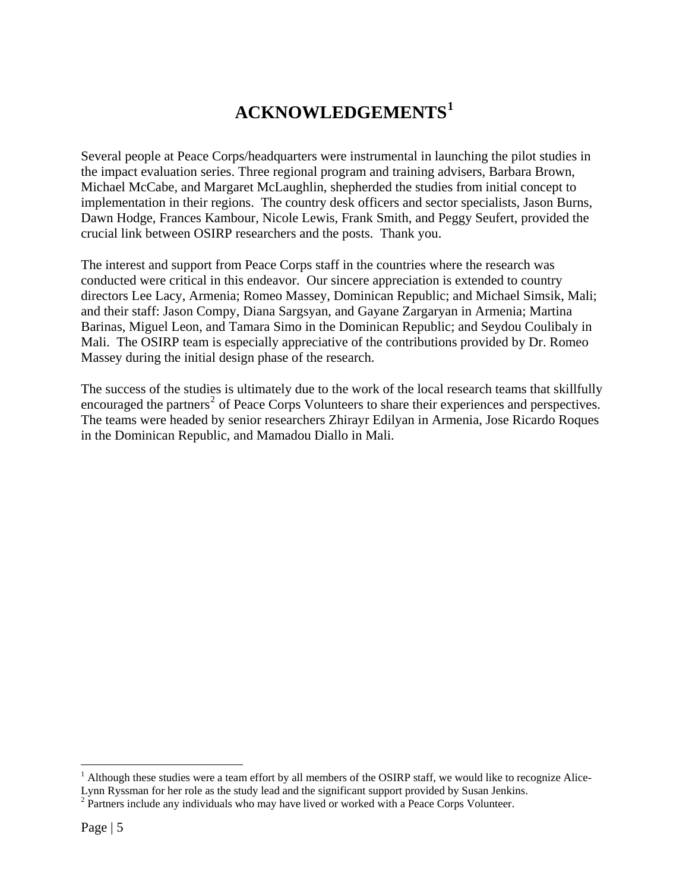# ACKNOWLEDGEMENTS[1]

Several people at Peace Corps/headquarters were instrumental in launching the pilot studies in the impact evaluation series. Three regional program and training advisers, Barbara Brown, Michael McCabe, and Margaret McLaughlin, shepherded the studies from initial concept to implementation in their regions. The country desk officers and sector specialists, Jason Burns, Dawn Hodge, Frances Kambour, Nicole Lewis, Frank Smith, and Peggy Seufert, provided the crucial link between OSIRP researchers and the posts. Thank you.

The interest and support from Peace Corps staff in the countries where the research was conducted were critical in this endeavor. Our sincere appreciation is extended to country directors Lee Lacy, Armenia; Romeo Massey, Dominican Republic; and Michael Simsik, Mali; and their staff: Jason Compy, Diana Sargsyan, and Gayane Zargaryan in Armenia; Martina Barinas, Miguel Leon, and Tamara Simo in the Dominican Republic; and Seydou Coulibaly in Mali. The OSIRP team is especially appreciative of the contributions provided by Dr. Romeo Massey during the initial design phase of the research.

The success of the studies is ultimately due to the work of the local research teams that skillfully encouraged the partners[2] of Peace Corps Volunteers to share their experiences and perspectives. The teams were headed by senior researchers Zhirayr Edilyan in Armenia, Jose Ricardo Roques in the Dominican Republic, and Mamadou Diallo in Mali.

[1] Although these studies were a team effort by all members of the OSIRP staff, we would like to recognize Alice-Lynn Ryssman for her role as the study lead and the significant support provided by Susan Jenkins.

[2] Partners include any individuals who may have lived or worked with a Peace Corps Volunteer.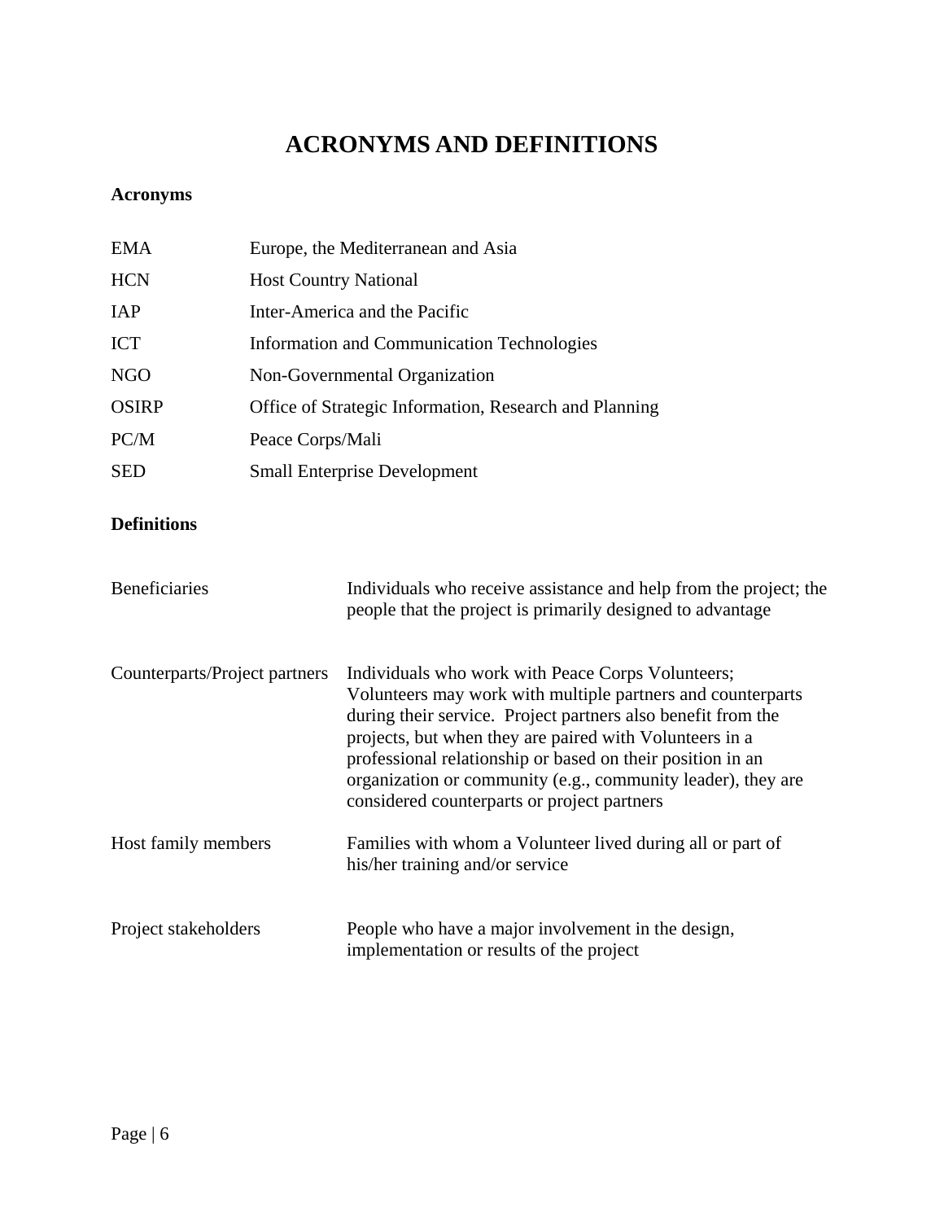# ACRONYMS AND DEFINITIONS

### Acronyms

| | |
|---|---|
| EMA | Europe, the Mediterranean and Asia |
| HCN | Host Country National |
| IAP | Inter-America and the Pacific |
| ICT | Information and Communication Technologies |
| NGO | Non-Governmental Organization |
| OSIRP | Office of Strategic Information, Research and Planning |
| PC/M | Peace Corps/Mali |
| SED | Small Enterprise Development |

### Definitions

| | |
|---|---|
| Beneficiaries | Individuals who receive assistance and help from the project; the people that the project is primarily designed to advantage |
| Counterparts/Project partners | Individuals who work with Peace Corps Volunteers; Volunteers may work with multiple partners and counterparts during their service. Project partners also benefit from the projects, but when they are paired with Volunteers in a professional relationship or based on their position in an organization or community (e.g., community leader), they are considered counterparts or project partners |
| Host family members | Families with whom a Volunteer lived during all or part of his/her training and/or service |
| Project stakeholders | People who have a major involvement in the design, implementation or results of the project |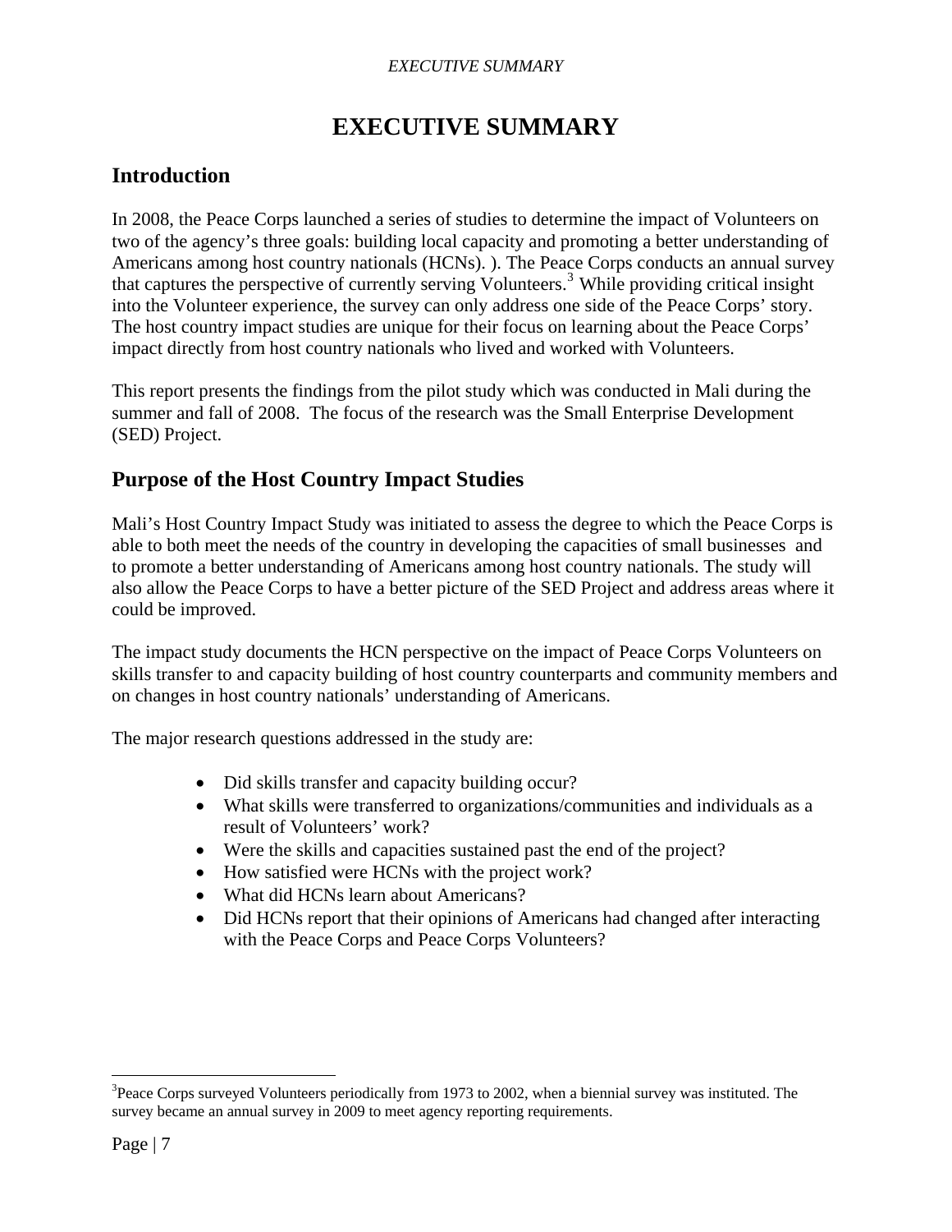# EXECUTIVE SUMMARY

## Introduction

In 2008, the Peace Corps launched a series of studies to determine the impact of Volunteers on two of the agency's three goals: building local capacity and promoting a better understanding of Americans among host country nationals (HCNs). ). The Peace Corps conducts an annual survey that captures the perspective of currently serving Volunteers.[3] While providing critical insight into the Volunteer experience, the survey can only address one side of the Peace Corps' story. The host country impact studies are unique for their focus on learning about the Peace Corps' impact directly from host country nationals who lived and worked with Volunteers.

This report presents the findings from the pilot study which was conducted in Mali during the summer and fall of 2008. The focus of the research was the Small Enterprise Development (SED) Project.

## Purpose of the Host Country Impact Studies

Mali's Host Country Impact Study was initiated to assess the degree to which the Peace Corps is able to both meet the needs of the country in developing the capacities of small businesses and to promote a better understanding of Americans among host country nationals. The study will also allow the Peace Corps to have a better picture of the SED Project and address areas where it could be improved.

The impact study documents the HCN perspective on the impact of Peace Corps Volunteers on skills transfer to and capacity building of host country counterparts and community members and on changes in host country nationals' understanding of Americans.

The major research questions addressed in the study are:

- Did skills transfer and capacity building occur?
- What skills were transferred to organizations/communities and individuals as a result of Volunteers' work?
- Were the skills and capacities sustained past the end of the project?
- How satisfied were HCNs with the project work?
- What did HCNs learn about Americans?
- Did HCNs report that their opinions of Americans had changed after interacting with the Peace Corps and Peace Corps Volunteers?

---

[3]Peace Corps surveyed Volunteers periodically from 1973 to 2002, when a biennial survey was instituted. The survey became an annual survey in 2009 to meet agency reporting requirements.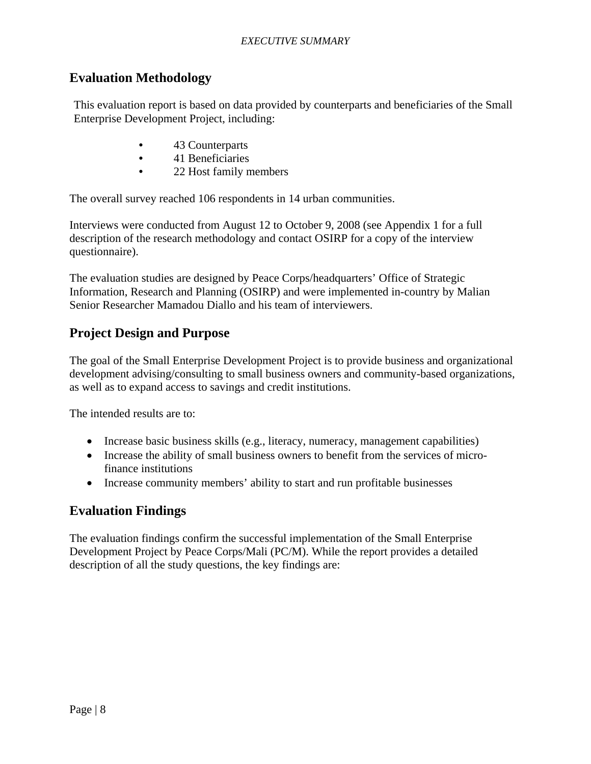## Evaluation Methodology

This evaluation report is based on data provided by counterparts and beneficiaries of the Small Enterprise Development Project, including:

- 43 Counterparts
- 41 Beneficiaries
- 22 Host family members

The overall survey reached 106 respondents in 14 urban communities.

Interviews were conducted from August 12 to October 9, 2008 (see Appendix 1 for a full description of the research methodology and contact OSIRP for a copy of the interview questionnaire).

The evaluation studies are designed by Peace Corps/headquarters' Office of Strategic Information, Research and Planning (OSIRP) and were implemented in-country by Malian Senior Researcher Mamadou Diallo and his team of interviewers.

## Project Design and Purpose

The goal of the Small Enterprise Development Project is to provide business and organizational development advising/consulting to small business owners and community-based organizations, as well as to expand access to savings and credit institutions.

The intended results are to:

- Increase basic business skills (e.g., literacy, numeracy, management capabilities)
- Increase the ability of small business owners to benefit from the services of micro-finance institutions
- Increase community members' ability to start and run profitable businesses

## Evaluation Findings

The evaluation findings confirm the successful implementation of the Small Enterprise Development Project by Peace Corps/Mali (PC/M). While the report provides a detailed description of all the study questions, the key findings are: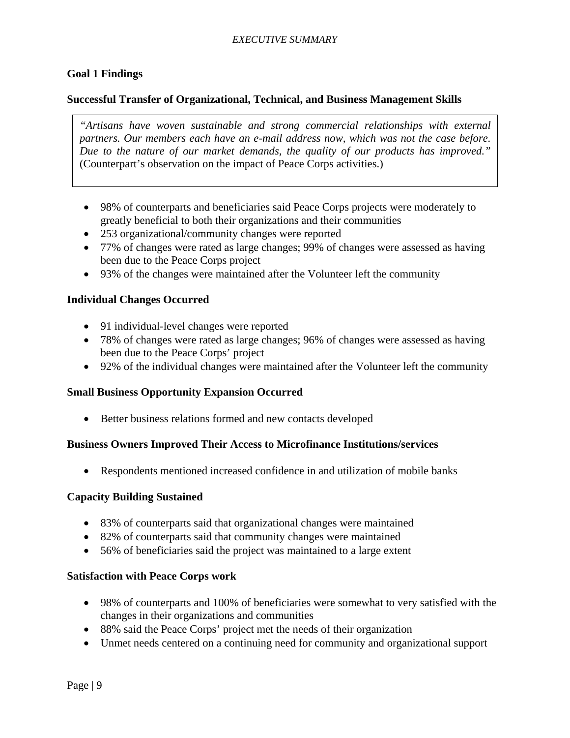## Goal 1 Findings

### Successful Transfer of Organizational, Technical, and Business Management Skills

> *"Artisans have woven sustainable and strong commercial relationships with external partners. Our members each have an e-mail address now, which was not the case before. Due to the nature of our market demands, the quality of our products has improved."* (Counterpart's observation on the impact of Peace Corps activities.)

- 98% of counterparts and beneficiaries said Peace Corps projects were moderately to greatly beneficial to both their organizations and their communities
- 253 organizational/community changes were reported
- 77% of changes were rated as large changes; 99% of changes were assessed as having been due to the Peace Corps project
- 93% of the changes were maintained after the Volunteer left the community

### Individual Changes Occurred

- 91 individual-level changes were reported
- 78% of changes were rated as large changes; 96% of changes were assessed as having been due to the Peace Corps' project
- 92% of the individual changes were maintained after the Volunteer left the community

### Small Business Opportunity Expansion Occurred

- Better business relations formed and new contacts developed

### Business Owners Improved Their Access to Microfinance Institutions/services

- Respondents mentioned increased confidence in and utilization of mobile banks

### Capacity Building Sustained

- 83% of counterparts said that organizational changes were maintained
- 82% of counterparts said that community changes were maintained
- 56% of beneficiaries said the project was maintained to a large extent

### Satisfaction with Peace Corps work

- 98% of counterparts and 100% of beneficiaries were somewhat to very satisfied with the changes in their organizations and communities
- 88% said the Peace Corps' project met the needs of their organization
- Unmet needs centered on a continuing need for community and organizational support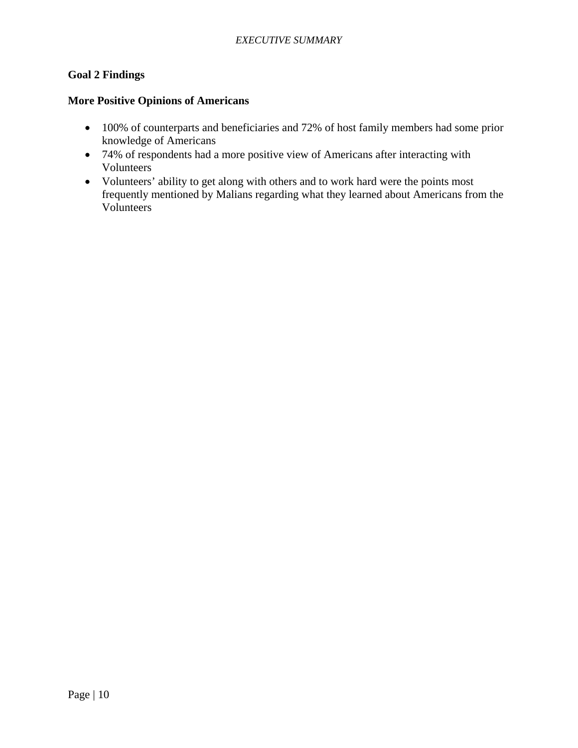## Goal 2 Findings

### More Positive Opinions of Americans

- 100% of counterparts and beneficiaries and 72% of host family members had some prior knowledge of Americans
- 74% of respondents had a more positive view of Americans after interacting with Volunteers
- Volunteers' ability to get along with others and to work hard were the points most frequently mentioned by Malians regarding what they learned about Americans from the Volunteers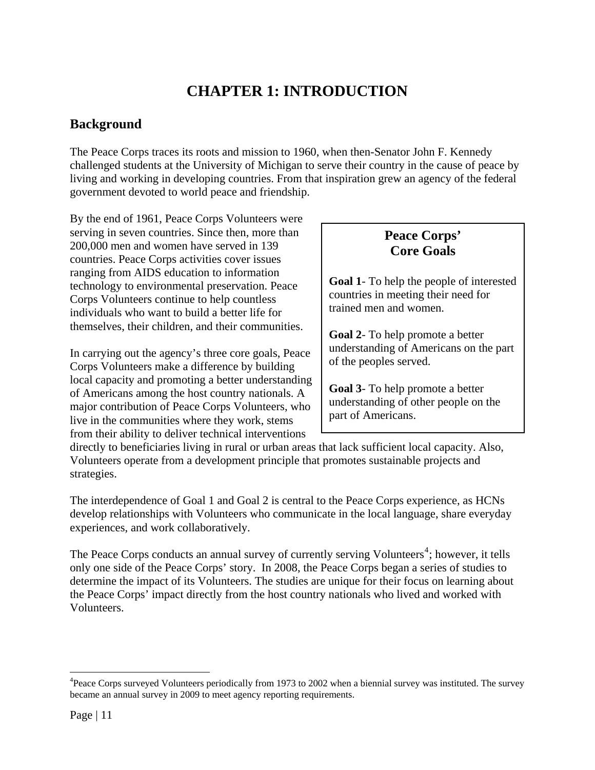# CHAPTER 1: INTRODUCTION

## Background

The Peace Corps traces its roots and mission to 1960, when then-Senator John F. Kennedy challenged students at the University of Michigan to serve their country in the cause of peace by living and working in developing countries. From that inspiration grew an agency of the federal government devoted to world peace and friendship.

By the end of 1961, Peace Corps Volunteers were serving in seven countries. Since then, more than 200,000 men and women have served in 139 countries. Peace Corps activities cover issues ranging from AIDS education to information technology to environmental preservation. Peace Corps Volunteers continue to help countless individuals who want to build a better life for themselves, their children, and their communities.

> **Peace Corps' Core Goals**
>
> **Goal 1**- To help the people of interested countries in meeting their need for trained men and women.
>
> **Goal 2**- To help promote a better understanding of Americans on the part of the peoples served.
>
> **Goal 3**- To help promote a better understanding of other people on the part of Americans.

In carrying out the agency's three core goals, Peace Corps Volunteers make a difference by building local capacity and promoting a better understanding of Americans among the host country nationals. A major contribution of Peace Corps Volunteers, who live in the communities where they work, stems from their ability to deliver technical interventions directly to beneficiaries living in rural or urban areas that lack sufficient local capacity. Also, Volunteers operate from a development principle that promotes sustainable projects and strategies.

The interdependence of Goal 1 and Goal 2 is central to the Peace Corps experience, as HCNs develop relationships with Volunteers who communicate in the local language, share everyday experiences, and work collaboratively.

The Peace Corps conducts an annual survey of currently serving Volunteers[4]; however, it tells only one side of the Peace Corps' story. In 2008, the Peace Corps began a series of studies to determine the impact of its Volunteers. The studies are unique for their focus on learning about the Peace Corps' impact directly from the host country nationals who lived and worked with Volunteers.

---

[4]Peace Corps surveyed Volunteers periodically from 1973 to 2002 when a biennial survey was instituted. The survey became an annual survey in 2009 to meet agency reporting requirements.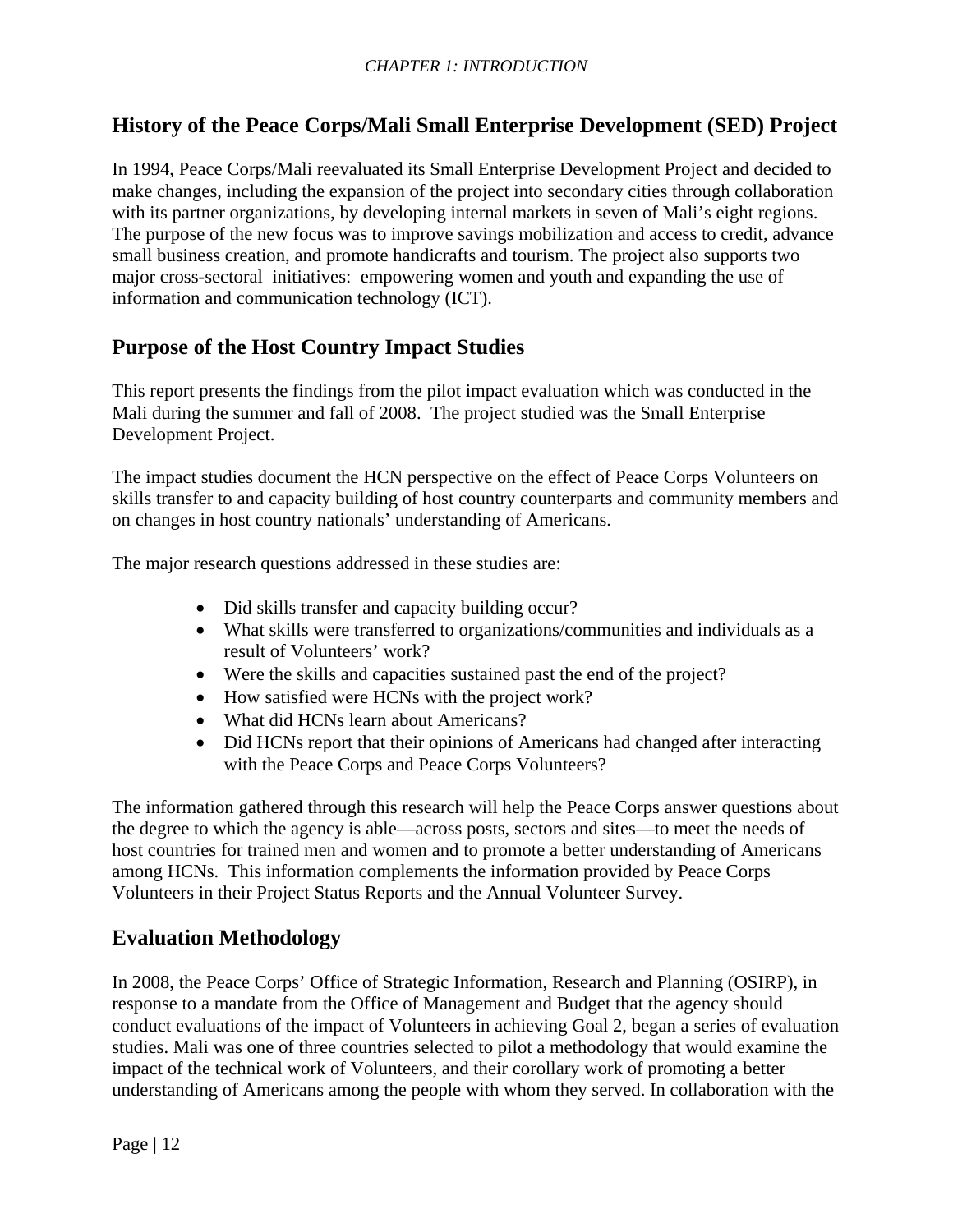## History of the Peace Corps/Mali Small Enterprise Development (SED) Project

In 1994, Peace Corps/Mali reevaluated its Small Enterprise Development Project and decided to make changes, including the expansion of the project into secondary cities through collaboration with its partner organizations, by developing internal markets in seven of Mali's eight regions. The purpose of the new focus was to improve savings mobilization and access to credit, advance small business creation, and promote handicrafts and tourism. The project also supports two major cross-sectoral initiatives: empowering women and youth and expanding the use of information and communication technology (ICT).

## Purpose of the Host Country Impact Studies

This report presents the findings from the pilot impact evaluation which was conducted in the Mali during the summer and fall of 2008. The project studied was the Small Enterprise Development Project.

The impact studies document the HCN perspective on the effect of Peace Corps Volunteers on skills transfer to and capacity building of host country counterparts and community members and on changes in host country nationals' understanding of Americans.

The major research questions addressed in these studies are:

- Did skills transfer and capacity building occur?
- What skills were transferred to organizations/communities and individuals as a result of Volunteers' work?
- Were the skills and capacities sustained past the end of the project?
- How satisfied were HCNs with the project work?
- What did HCNs learn about Americans?
- Did HCNs report that their opinions of Americans had changed after interacting with the Peace Corps and Peace Corps Volunteers?

The information gathered through this research will help the Peace Corps answer questions about the degree to which the agency is able—across posts, sectors and sites—to meet the needs of host countries for trained men and women and to promote a better understanding of Americans among HCNs. This information complements the information provided by Peace Corps Volunteers in their Project Status Reports and the Annual Volunteer Survey.

## Evaluation Methodology

In 2008, the Peace Corps' Office of Strategic Information, Research and Planning (OSIRP), in response to a mandate from the Office of Management and Budget that the agency should conduct evaluations of the impact of Volunteers in achieving Goal 2, began a series of evaluation studies. Mali was one of three countries selected to pilot a methodology that would examine the impact of the technical work of Volunteers, and their corollary work of promoting a better understanding of Americans among the people with whom they served. In collaboration with the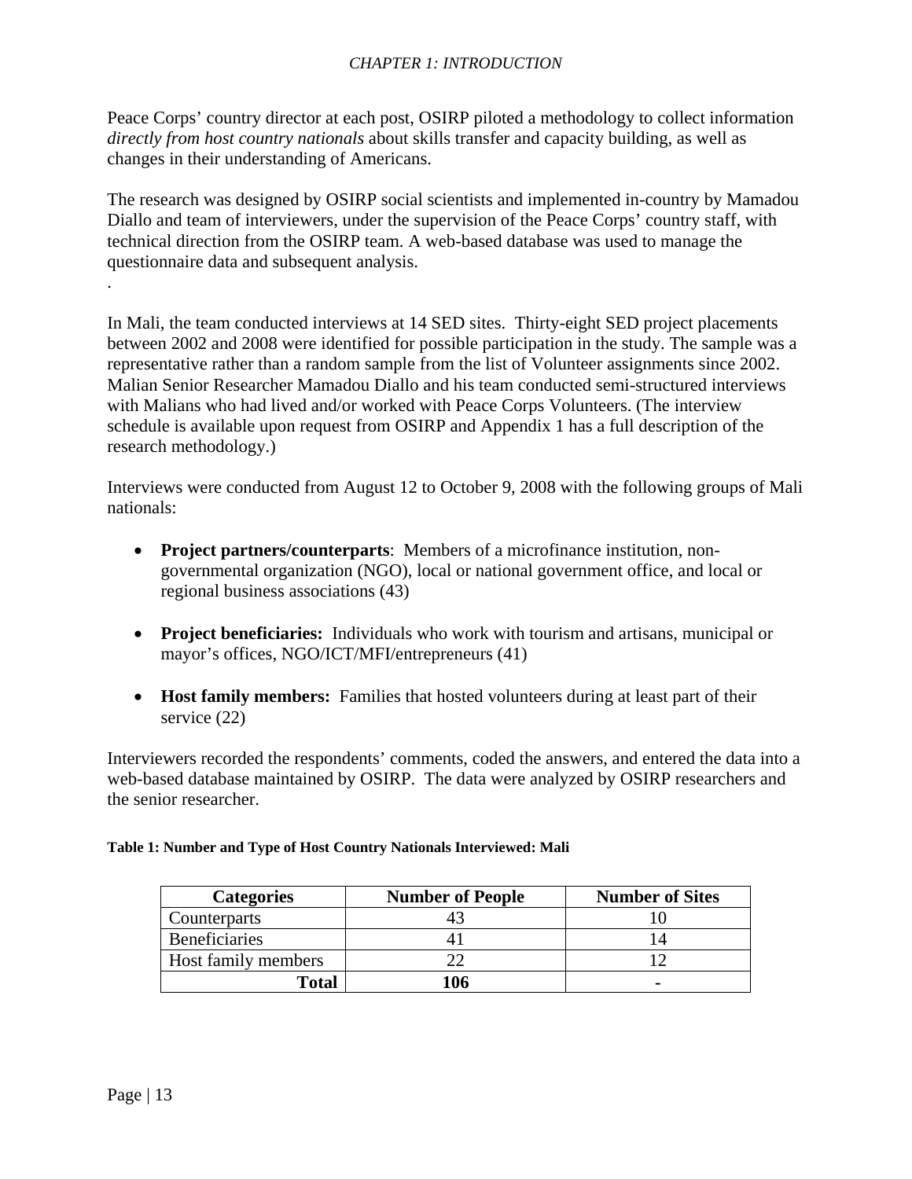Peace Corps' country director at each post, OSIRP piloted a methodology to collect information *directly from host country nationals* about skills transfer and capacity building, as well as changes in their understanding of Americans.

The research was designed by OSIRP social scientists and implemented in-country by Mamadou Diallo and team of interviewers, under the supervision of the Peace Corps' country staff, with technical direction from the OSIRP team. A web-based database was used to manage the questionnaire data and subsequent analysis.
.

In Mali, the team conducted interviews at 14 SED sites. Thirty-eight SED project placements between 2002 and 2008 were identified for possible participation in the study. The sample was a representative rather than a random sample from the list of Volunteer assignments since 2002. Malian Senior Researcher Mamadou Diallo and his team conducted semi-structured interviews with Malians who had lived and/or worked with Peace Corps Volunteers. (The interview schedule is available upon request from OSIRP and Appendix 1 has a full description of the research methodology.)

Interviews were conducted from August 12 to October 9, 2008 with the following groups of Mali nationals:

- **Project partners/counterparts**: Members of a microfinance institution, non-governmental organization (NGO), local or national government office, and local or regional business associations (43)

- **Project beneficiaries:** Individuals who work with tourism and artisans, municipal or mayor's offices, NGO/ICT/MFI/entrepreneurs (41)

- **Host family members:** Families that hosted volunteers during at least part of their service (22)

Interviewers recorded the respondents' comments, coded the answers, and entered the data into a web-based database maintained by OSIRP. The data were analyzed by OSIRP researchers and the senior researcher.

**Table 1: Number and Type of Host Country Nationals Interviewed: Mali**

| Categories | Number of People | Number of Sites |
|---|---|---|
| Counterparts | 43 | 10 |
| Beneficiaries | 41 | 14 |
| Host family members | 22 | 12 |
| **Total** | **106** | **-** |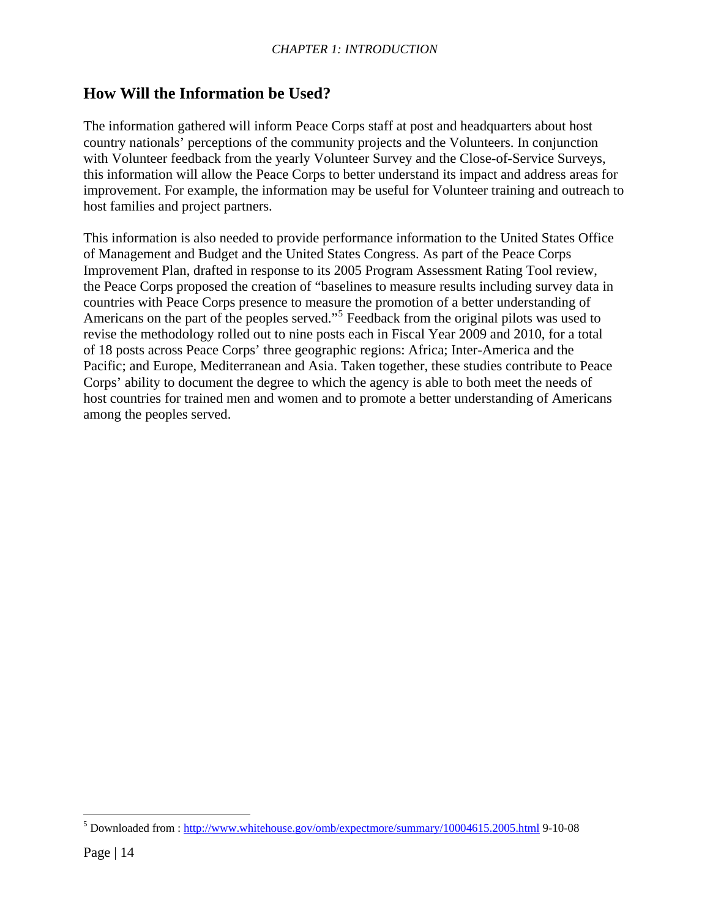## How Will the Information be Used?

The information gathered will inform Peace Corps staff at post and headquarters about host country nationals' perceptions of the community projects and the Volunteers. In conjunction with Volunteer feedback from the yearly Volunteer Survey and the Close-of-Service Surveys, this information will allow the Peace Corps to better understand its impact and address areas for improvement. For example, the information may be useful for Volunteer training and outreach to host families and project partners.

This information is also needed to provide performance information to the United States Office of Management and Budget and the United States Congress. As part of the Peace Corps Improvement Plan, drafted in response to its 2005 Program Assessment Rating Tool review, the Peace Corps proposed the creation of "baselines to measure results including survey data in countries with Peace Corps presence to measure the promotion of a better understanding of Americans on the part of the peoples served."[5] Feedback from the original pilots was used to revise the methodology rolled out to nine posts each in Fiscal Year 2009 and 2010, for a total of 18 posts across Peace Corps' three geographic regions: Africa; Inter-America and the Pacific; and Europe, Mediterranean and Asia. Taken together, these studies contribute to Peace Corps' ability to document the degree to which the agency is able to both meet the needs of host countries for trained men and women and to promote a better understanding of Americans among the peoples served.

---

[5] Downloaded from : http://www.whitehouse.gov/omb/expectmore/summary/10004615.2005.html 9-10-08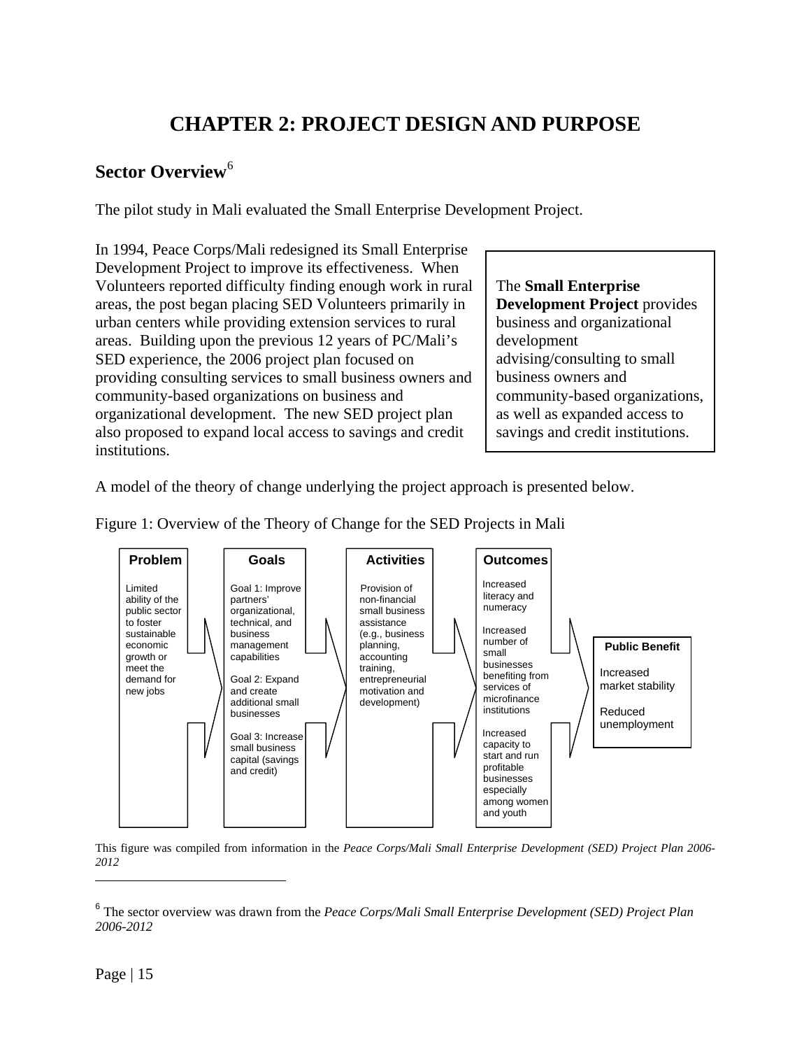// CHAPTER 2: PROJECT DESIGN AND PURPOSE

## Sector Overview[6]

The pilot study in Mali evaluated the Small Enterprise Development Project.

In 1994, Peace Corps/Mali redesigned its Small Enterprise Development Project to improve its effectiveness. When Volunteers reported difficulty finding enough work in rural areas, the post began placing SED Volunteers primarily in urban centers while providing extension services to rural areas. Building upon the previous 12 years of PC/Mali's SED experience, the 2006 project plan focused on providing consulting services to small business owners and community-based organizations on business and organizational development. The new SED project plan also proposed to expand local access to savings and credit institutions.

> The **Small Enterprise Development Project** provides business and organizational development advising/consulting to small business owners and community-based organizations, as well as expanded access to savings and credit institutions.

A model of the theory of change underlying the project approach is presented below.

Figure 1: Overview of the Theory of Change for the SED Projects in Mali

| Problem | Goals | Activities | Outcomes | Public Benefit |
|---|---|---|---|---|
| Limited ability of the public sector to foster sustainable economic growth or meet the demand for new jobs | Goal 1: Improve partners' organizational, technical, and business management capabilities<br><br>Goal 2: Expand and create additional small businesses<br><br>Goal 3: Increase small business capital (savings and credit) | Provision of non-financial small business assistance (e.g., business planning, accounting training, entrepreneurial motivation and development) | Increased literacy and numeracy<br><br>Increased number of small businesses benefiting from services of microfinance institutions<br><br>Increased capacity to start and run profitable businesses especially among women and youth | Increased market stability<br><br>Reduced unemployment |

This figure was compiled from information in the *Peace Corps/Mali Small Enterprise Development (SED) Project Plan 2006-2012*

[6] The sector overview was drawn from the *Peace Corps/Mali Small Enterprise Development (SED) Project Plan 2006-2012*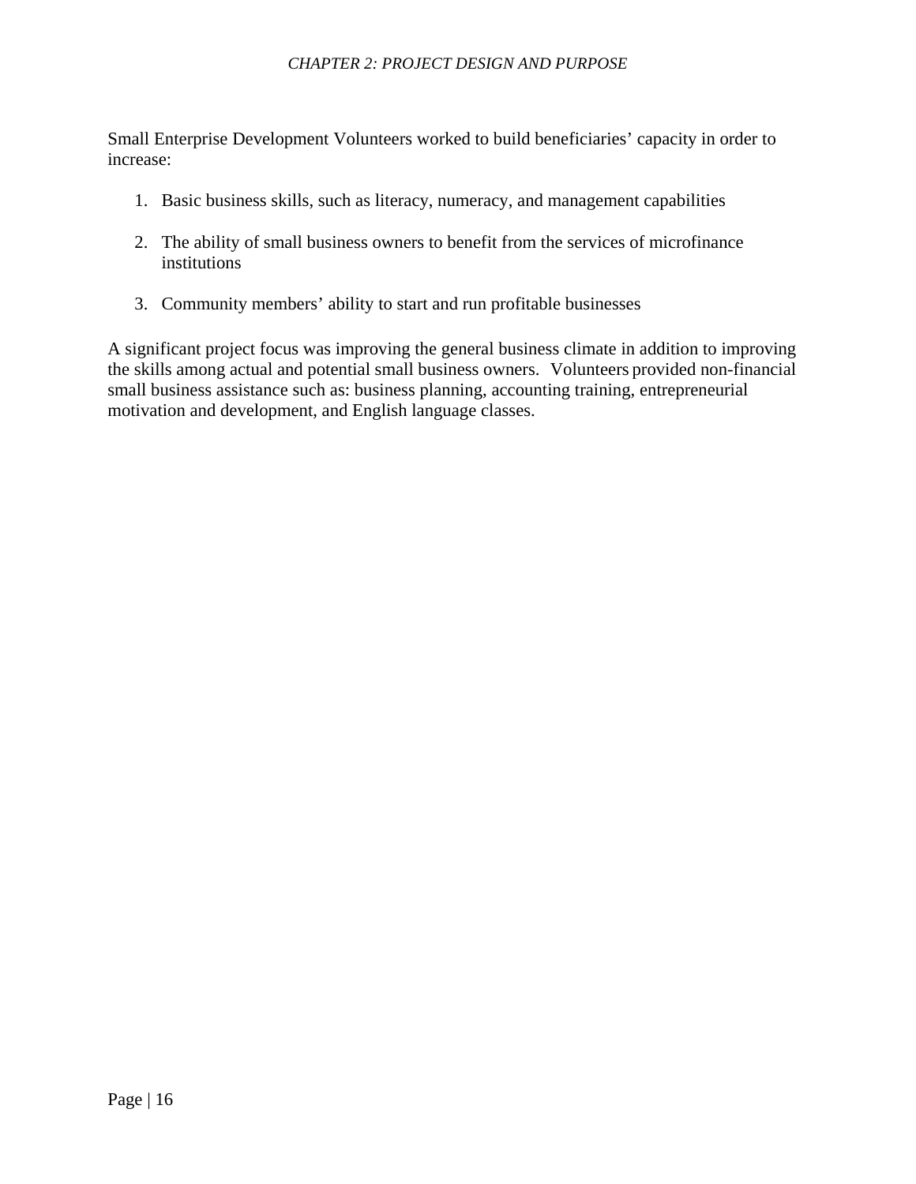Small Enterprise Development Volunteers worked to build beneficiaries' capacity in order to increase:

1. Basic business skills, such as literacy, numeracy, and management capabilities

2. The ability of small business owners to benefit from the services of microfinance institutions

3. Community members' ability to start and run profitable businesses

A significant project focus was improving the general business climate in addition to improving the skills among actual and potential small business owners. Volunteers provided non-financial small business assistance such as: business planning, accounting training, entrepreneurial motivation and development, and English language classes.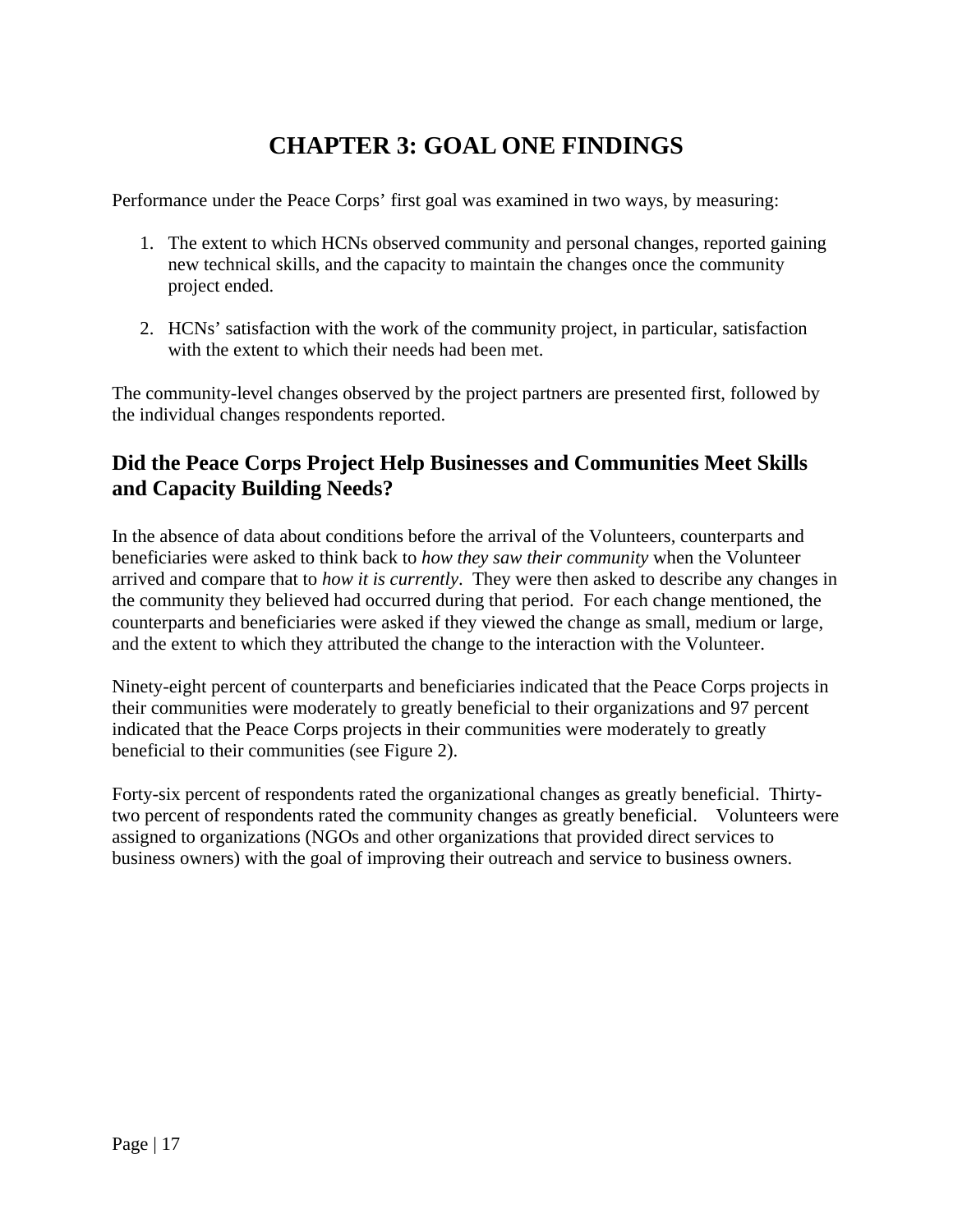# CHAPTER 3: GOAL ONE FINDINGS

Performance under the Peace Corps' first goal was examined in two ways, by measuring:

1. The extent to which HCNs observed community and personal changes, reported gaining new technical skills, and the capacity to maintain the changes once the community project ended.

2. HCNs' satisfaction with the work of the community project, in particular, satisfaction with the extent to which their needs had been met.

The community-level changes observed by the project partners are presented first, followed by the individual changes respondents reported.

## Did the Peace Corps Project Help Businesses and Communities Meet Skills and Capacity Building Needs?

In the absence of data about conditions before the arrival of the Volunteers, counterparts and beneficiaries were asked to think back to *how they saw their community* when the Volunteer arrived and compare that to *how it is currently*. They were then asked to describe any changes in the community they believed had occurred during that period. For each change mentioned, the counterparts and beneficiaries were asked if they viewed the change as small, medium or large, and the extent to which they attributed the change to the interaction with the Volunteer.

Ninety-eight percent of counterparts and beneficiaries indicated that the Peace Corps projects in their communities were moderately to greatly beneficial to their organizations and 97 percent indicated that the Peace Corps projects in their communities were moderately to greatly beneficial to their communities (see Figure 2).

Forty-six percent of respondents rated the organizational changes as greatly beneficial. Thirty-two percent of respondents rated the community changes as greatly beneficial. Volunteers were assigned to organizations (NGOs and other organizations that provided direct services to business owners) with the goal of improving their outreach and service to business owners.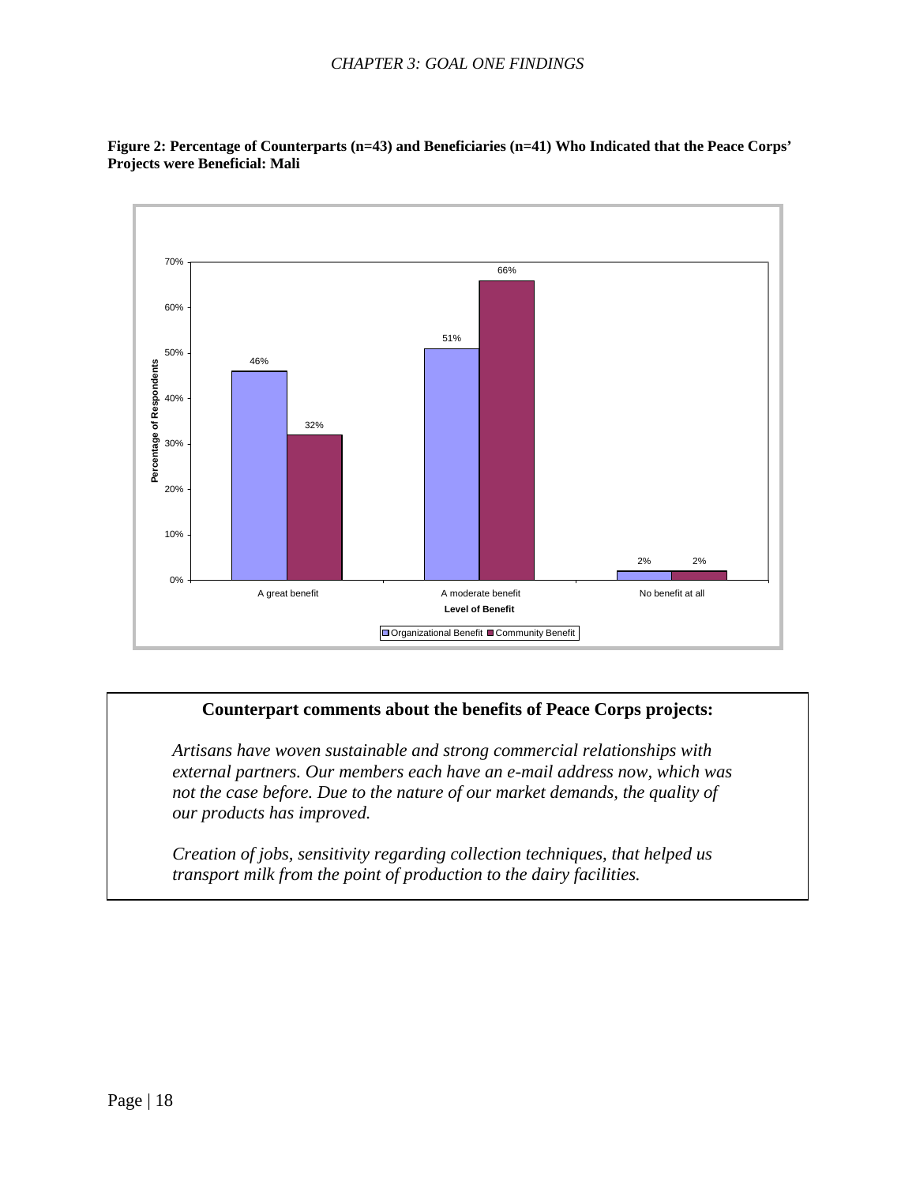**Figure 2: Percentage of Counterparts (n=43) and Beneficiaries (n=41) Who Indicated that the Peace Corps' Projects were Beneficial: Mali**

| Level of Benefit | Organizational Benefit | Community Benefit |
| --- | --- | --- |
| A great benefit | 46% | 32% |
| A moderate benefit | 51% | 66% |
| No benefit at all | 2% | 2% |

**Counterpart comments about the benefits of Peace Corps projects:**

*Artisans have woven sustainable and strong commercial relationships with external partners. Our members each have an e-mail address now, which was not the case before. Due to the nature of our market demands, the quality of our products has improved.*

*Creation of jobs, sensitivity regarding collection techniques, that helped us transport milk from the point of production to the dairy facilities.*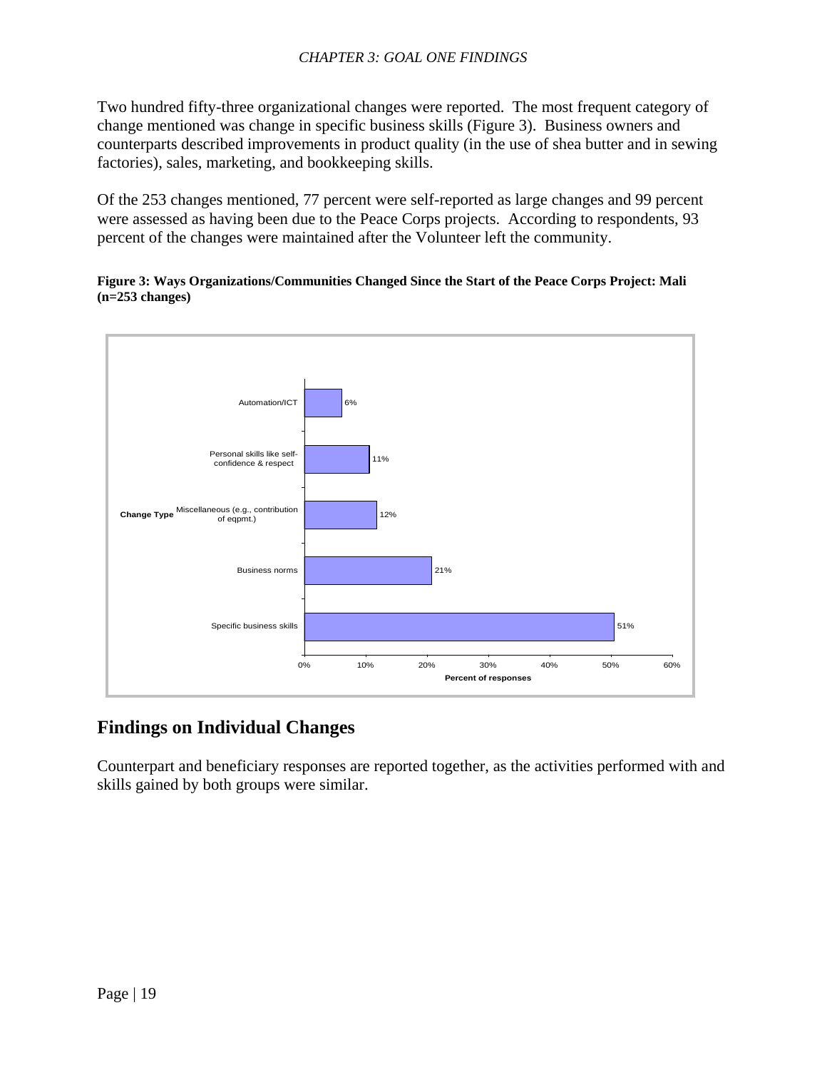Two hundred fifty-three organizational changes were reported. The most frequent category of change mentioned was change in specific business skills (Figure 3). Business owners and counterparts described improvements in product quality (in the use of shea butter and in sewing factories), sales, marketing, and bookkeeping skills.

Of the 253 changes mentioned, 77 percent were self-reported as large changes and 99 percent were assessed as having been due to the Peace Corps projects. According to respondents, 93 percent of the changes were maintained after the Volunteer left the community.

**Figure 3: Ways Organizations/Communities Changed Since the Start of the Peace Corps Project: Mali (n=253 changes)**

| Change Type | Percent of responses |
|---|---|
| Automation/ICT | 6% |
| Personal skills like self-confidence & respect | 11% |
| Miscellaneous (e.g., contribution of eqpmt.) | 12% |
| Business norms | 21% |
| Specific business skills | 51% |

## Findings on Individual Changes

Counterpart and beneficiary responses are reported together, as the activities performed with and skills gained by both groups were similar.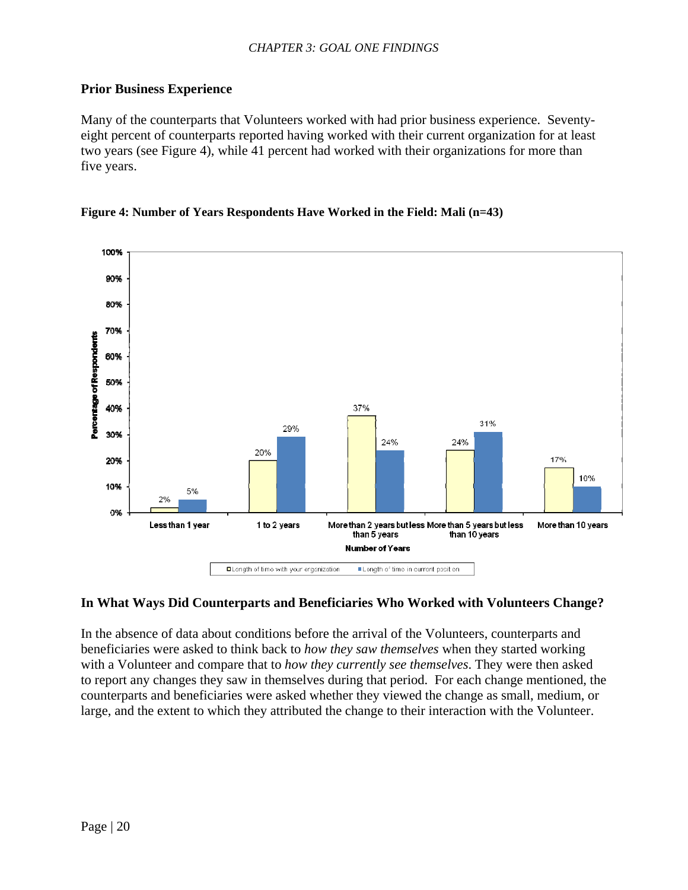## Prior Business Experience

Many of the counterparts that Volunteers worked with had prior business experience. Seventy-eight percent of counterparts reported having worked with their current organization for at least two years (see Figure 4), while 41 percent had worked with their organizations for more than five years.

**Figure 4: Number of Years Respondents Have Worked in the Field: Mali (n=43)**

| Number of Years | Length of time with your organization | Length of time in current position |
|---|---|---|
| Less than 1 year | 2% | 5% |
| 1 to 2 years | 20% | 29% |
| More than 2 years but less than 5 years | 37% | 24% |
| More than 5 years but less than 10 years | 24% | 31% |
| More than 10 years | 17% | 10% |

## In What Ways Did Counterparts and Beneficiaries Who Worked with Volunteers Change?

In the absence of data about conditions before the arrival of the Volunteers, counterparts and beneficiaries were asked to think back to *how they saw themselves* when they started working with a Volunteer and compare that to *how they currently see themselves*. They were then asked to report any changes they saw in themselves during that period. For each change mentioned, the counterparts and beneficiaries were asked whether they viewed the change as small, medium, or large, and the extent to which they attributed the change to their interaction with the Volunteer.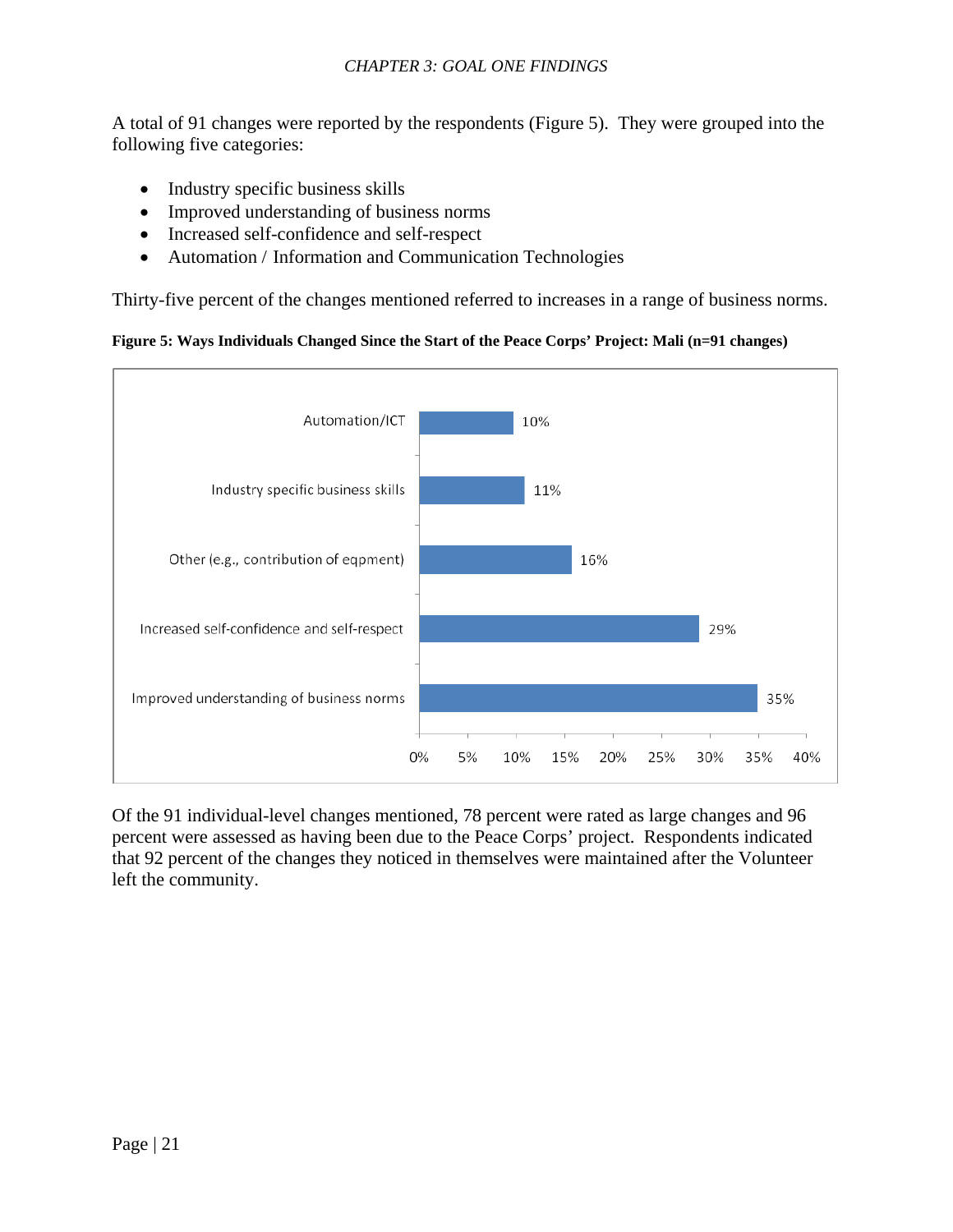A total of 91 changes were reported by the respondents (Figure 5). They were grouped into the following five categories:

- Industry specific business skills
- Improved understanding of business norms
- Increased self-confidence and self-respect
- Automation / Information and Communication Technologies

Thirty-five percent of the changes mentioned referred to increases in a range of business norms.

**Figure 5: Ways Individuals Changed Since the Start of the Peace Corps' Project: Mali (n=91 changes)**

| Category | Percent |
| --- | --- |
| Automation/ICT | 10% |
| Industry specific business skills | 11% |
| Other (e.g., contribution of eqpment) | 16% |
| Increased self-confidence and self-respect | 29% |
| Improved understanding of business norms | 35% |

Of the 91 individual-level changes mentioned, 78 percent were rated as large changes and 96 percent were assessed as having been due to the Peace Corps' project. Respondents indicated that 92 percent of the changes they noticed in themselves were maintained after the Volunteer left the community.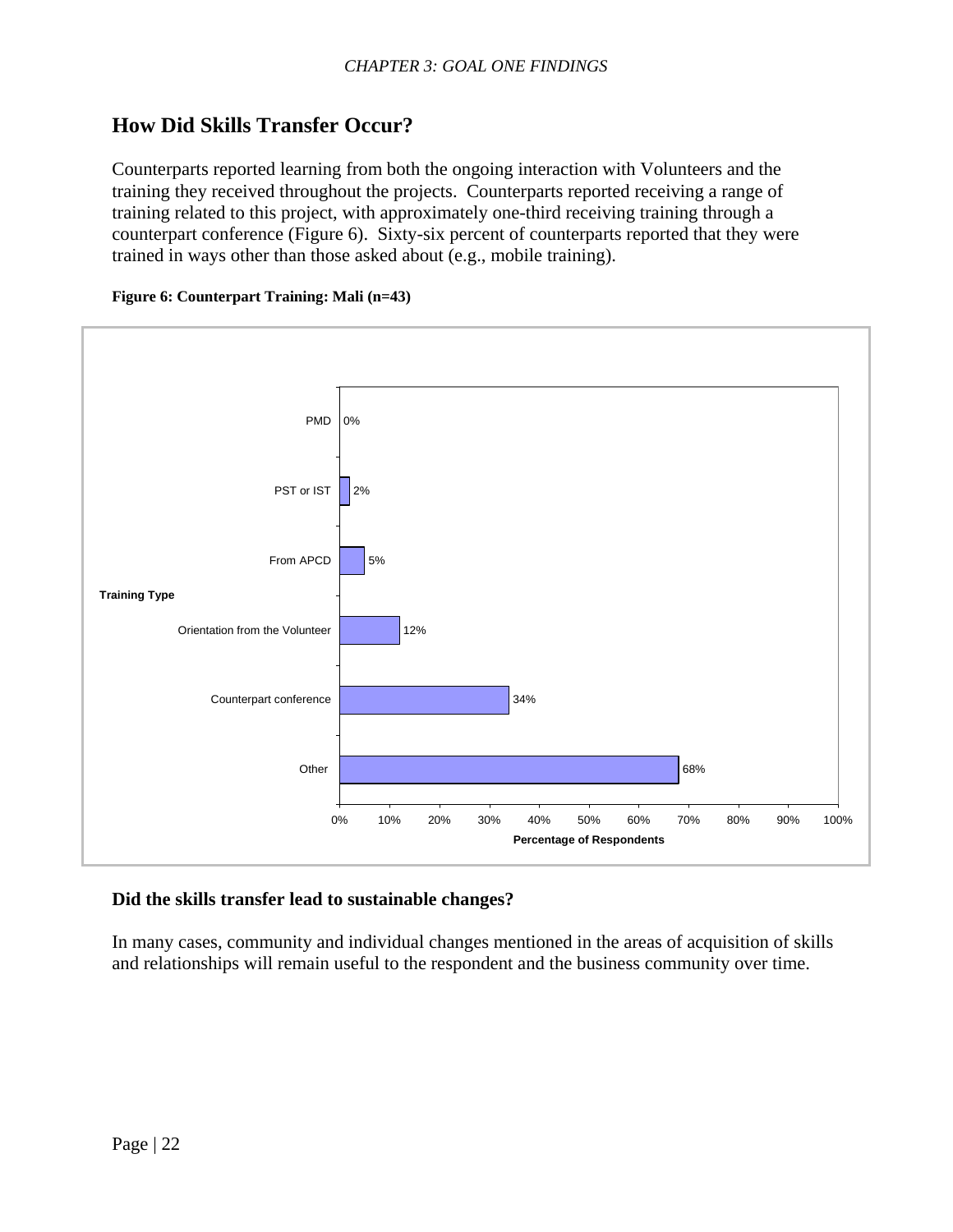## How Did Skills Transfer Occur?

Counterparts reported learning from both the ongoing interaction with Volunteers and the training they received throughout the projects. Counterparts reported receiving a range of training related to this project, with approximately one-third receiving training through a counterpart conference (Figure 6). Sixty-six percent of counterparts reported that they were trained in ways other than those asked about (e.g., mobile training).

**Figure 6: Counterpart Training: Mali (n=43)**

| Training Type | Percentage of Respondents |
|---|---|
| PMD | 0% |
| PST or IST | 2% |
| From APCD | 5% |
| Orientation from the Volunteer | 12% |
| Counterpart conference | 34% |
| Other | 68% |

### Did the skills transfer lead to sustainable changes?

In many cases, community and individual changes mentioned in the areas of acquisition of skills and relationships will remain useful to the respondent and the business community over time.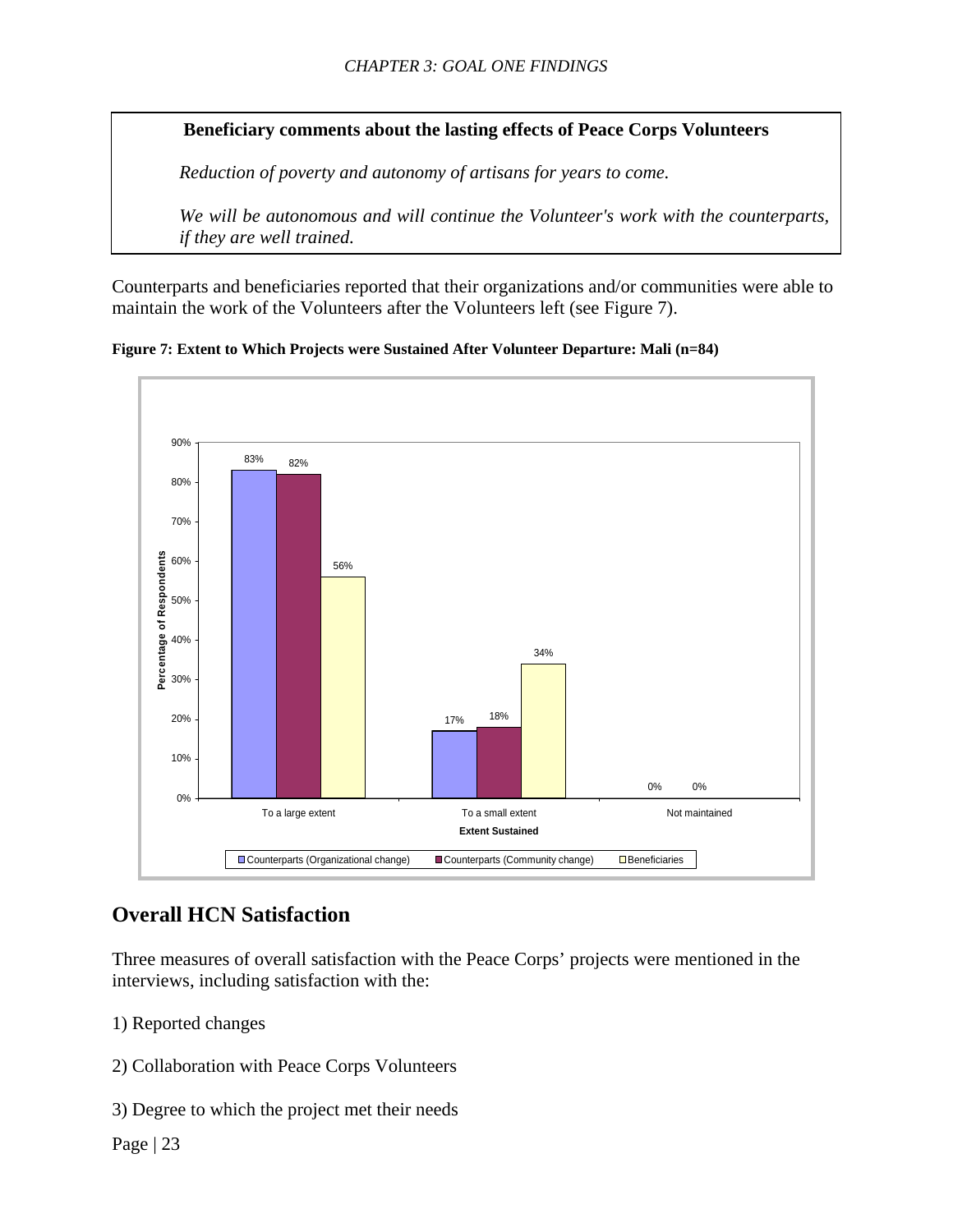**Beneficiary comments about the lasting effects of Peace Corps Volunteers**

*Reduction of poverty and autonomy of artisans for years to come.*

*We will be autonomous and will continue the Volunteer's work with the counterparts, if they are well trained.*

Counterparts and beneficiaries reported that their organizations and/or communities were able to maintain the work of the Volunteers after the Volunteers left (see Figure 7).

**Figure 7: Extent to Which Projects were Sustained After Volunteer Departure: Mali (n=84)**

| Extent Sustained | Counterparts (Organizational change) | Counterparts (Community change) | Beneficiaries |
|---|---|---|---|
| To a large extent | 83% | 82% | 56% |
| To a small extent | 17% | 18% | 34% |
| Not maintained | 0% | 0% | |

## Overall HCN Satisfaction

Three measures of overall satisfaction with the Peace Corps' projects were mentioned in the interviews, including satisfaction with the:

1) Reported changes

2) Collaboration with Peace Corps Volunteers

3) Degree to which the project met their needs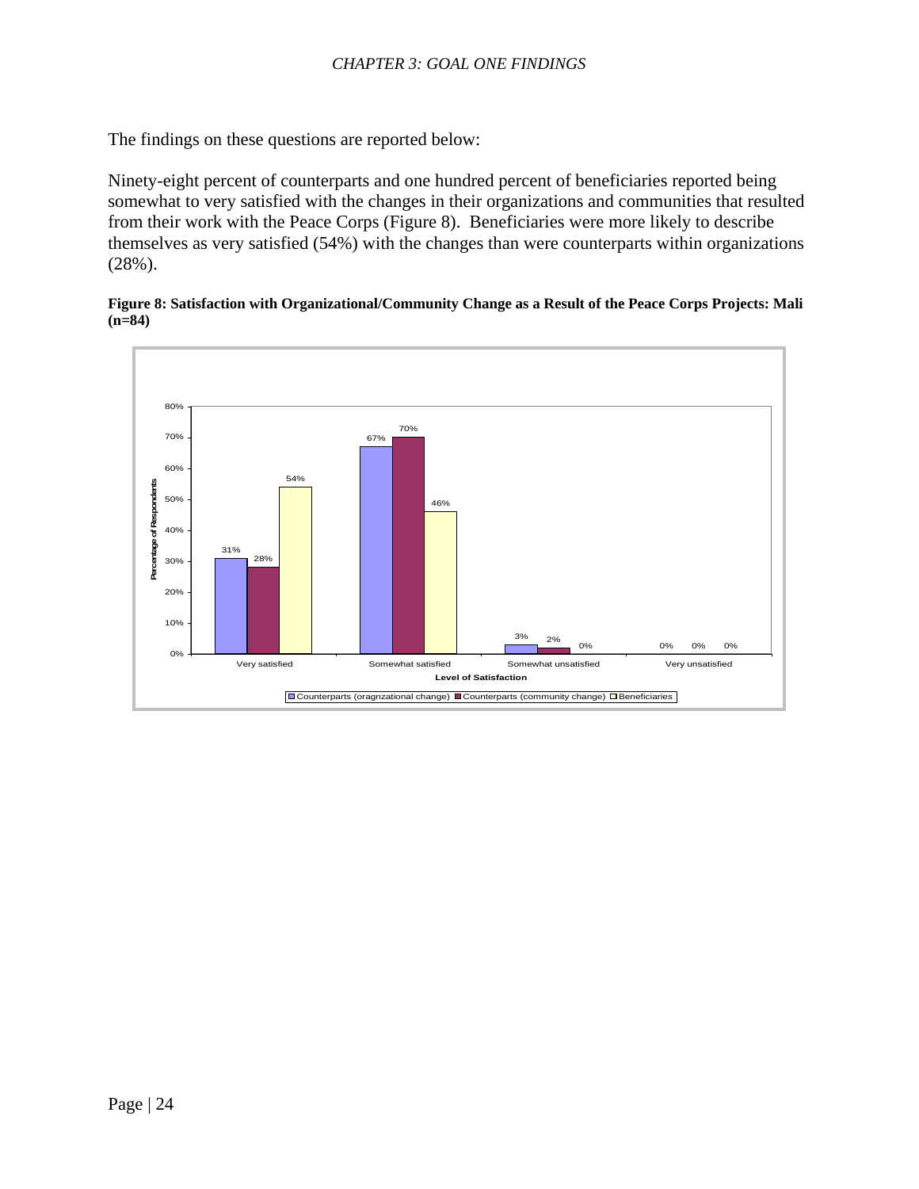The findings on these questions are reported below:

Ninety-eight percent of counterparts and one hundred percent of beneficiaries reported being somewhat to very satisfied with the changes in their organizations and communities that resulted from their work with the Peace Corps (Figure 8). Beneficiaries were more likely to describe themselves as very satisfied (54%) with the changes than were counterparts within organizations (28%).

**Figure 8: Satisfaction with Organizational/Community Change as a Result of the Peace Corps Projects: Mali (n=84)**

| Level of Satisfaction | Counterparts (oragnzational change) | Counterparts (community change) | Beneficiaries |
|---|---|---|---|
| Very satisfied | 31% | 28% | 54% |
| Somewhat satisfied | 67% | 70% | 46% |
| Somewhat unsatisfied | 3% | 2% | 0% |
| Very unsatisfied | 0% | 0% | 0% |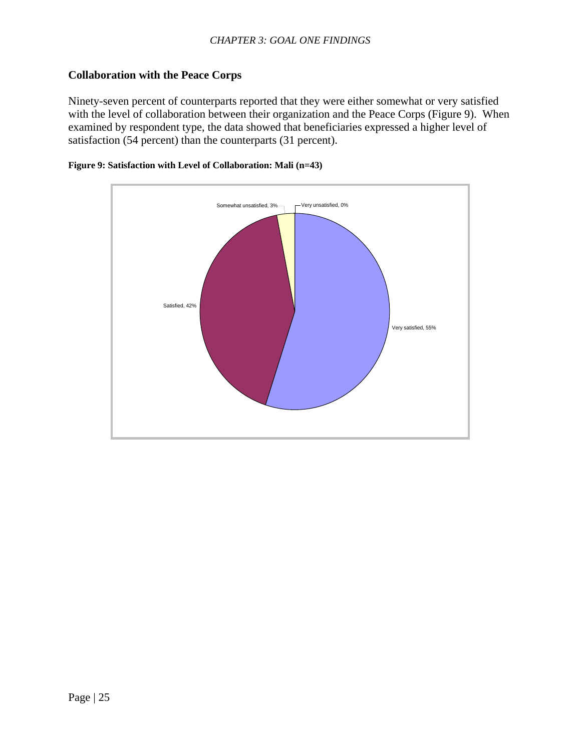## Collaboration with the Peace Corps

Ninety-seven percent of counterparts reported that they were either somewhat or very satisfied with the level of collaboration between their organization and the Peace Corps (Figure 9). When examined by respondent type, the data showed that beneficiaries expressed a higher level of satisfaction (54 percent) than the counterparts (31 percent).

**Figure 9: Satisfaction with Level of Collaboration: Mali (n=43)**

Somewhat unsatisfied, 3%
Very unsatisfied, 0%
Satisfied, 42%
Very satisfied, 55%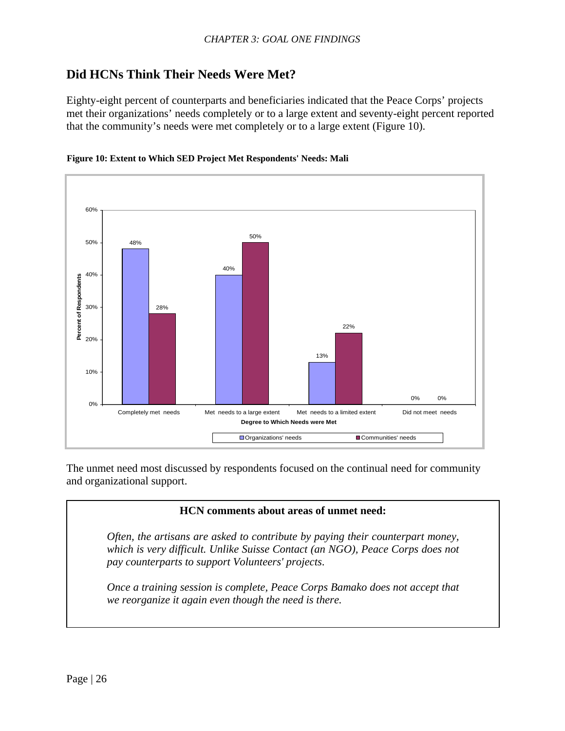## Did HCNs Think Their Needs Were Met?

Eighty-eight percent of counterparts and beneficiaries indicated that the Peace Corps' projects met their organizations' needs completely or to a large extent and seventy-eight percent reported that the community's needs were met completely or to a large extent (Figure 10).

**Figure 10: Extent to Which SED Project Met Respondents' Needs: Mali**

| Degree to Which Needs were Met | Organizations' needs | Communities' needs |
|---|---|---|
| Completely met needs | 48% | 28% |
| Met needs to a large extent | 40% | 50% |
| Met needs to a limited extent | 13% | 22% |
| Did not meet needs | 0% | 0% |

The unmet need most discussed by respondents focused on the continual need for community and organizational support.

**HCN comments about areas of unmet need:**

*Often, the artisans are asked to contribute by paying their counterpart money, which is very difficult. Unlike Suisse Contact (an NGO), Peace Corps does not pay counterparts to support Volunteers' projects.*

*Once a training session is complete, Peace Corps Bamako does not accept that we reorganize it again even though the need is there.*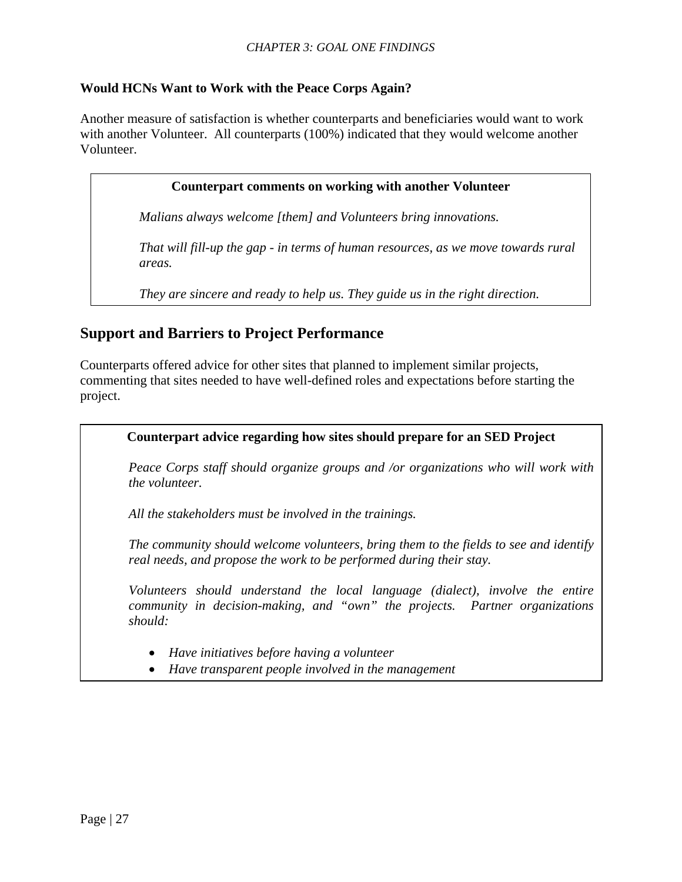### Would HCNs Want to Work with the Peace Corps Again?

Another measure of satisfaction is whether counterparts and beneficiaries would want to work with another Volunteer. All counterparts (100%) indicated that they would welcome another Volunteer.

**Counterpart comments on working with another Volunteer**

*Malians always welcome [them] and Volunteers bring innovations.*

*That will fill-up the gap - in terms of human resources, as we move towards rural areas.*

*They are sincere and ready to help us. They guide us in the right direction.*

## Support and Barriers to Project Performance

Counterparts offered advice for other sites that planned to implement similar projects, commenting that sites needed to have well-defined roles and expectations before starting the project.

**Counterpart advice regarding how sites should prepare for an SED Project**

*Peace Corps staff should organize groups and /or organizations who will work with the volunteer.*

*All the stakeholders must be involved in the trainings.*

*The community should welcome volunteers, bring them to the fields to see and identify real needs, and propose the work to be performed during their stay.*

*Volunteers should understand the local language (dialect), involve the entire community in decision-making, and "own" the projects. Partner organizations should:*

- *Have initiatives before having a volunteer*
- *Have transparent people involved in the management*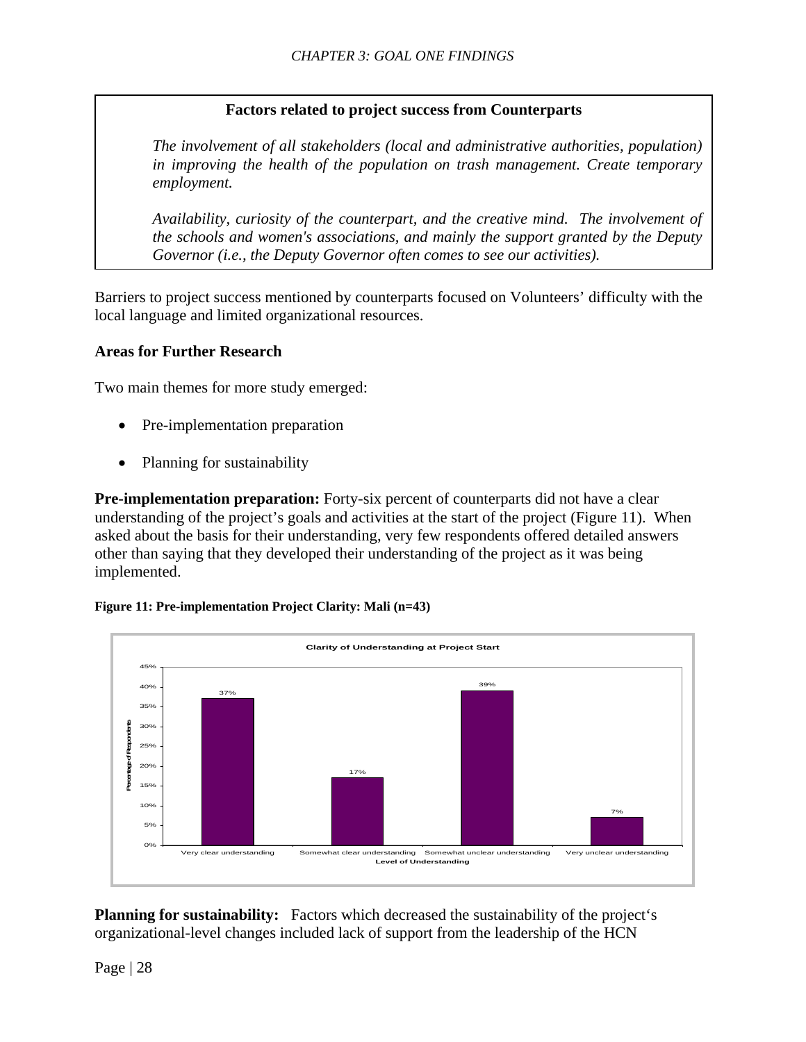**Factors related to project success from Counterparts**

*The involvement of all stakeholders (local and administrative authorities, population) in improving the health of the population on trash management. Create temporary employment.*

*Availability, curiosity of the counterpart, and the creative mind. The involvement of the schools and women's associations, and mainly the support granted by the Deputy Governor (i.e., the Deputy Governor often comes to see our activities).*

Barriers to project success mentioned by counterparts focused on Volunteers' difficulty with the local language and limited organizational resources.

### Areas for Further Research

Two main themes for more study emerged:

- Pre-implementation preparation
- Planning for sustainability

**Pre-implementation preparation:** Forty-six percent of counterparts did not have a clear understanding of the project's goals and activities at the start of the project (Figure 11). When asked about the basis for their understanding, very few respondents offered detailed answers other than saying that they developed their understanding of the project as it was being implemented.

**Figure 11: Pre-implementation Project Clarity: Mali (n=43)**

Clarity of Understanding at Project Start

| Level of Understanding | Percentage of Respondents |
|---|---|
| Very clear understanding | 37% |
| Somewhat clear understanding | 17% |
| Somewhat unclear understanding | 39% |
| Very unclear understanding | 7% |

**Planning for sustainability:** Factors which decreased the sustainability of the project's organizational-level changes included lack of support from the leadership of the HCN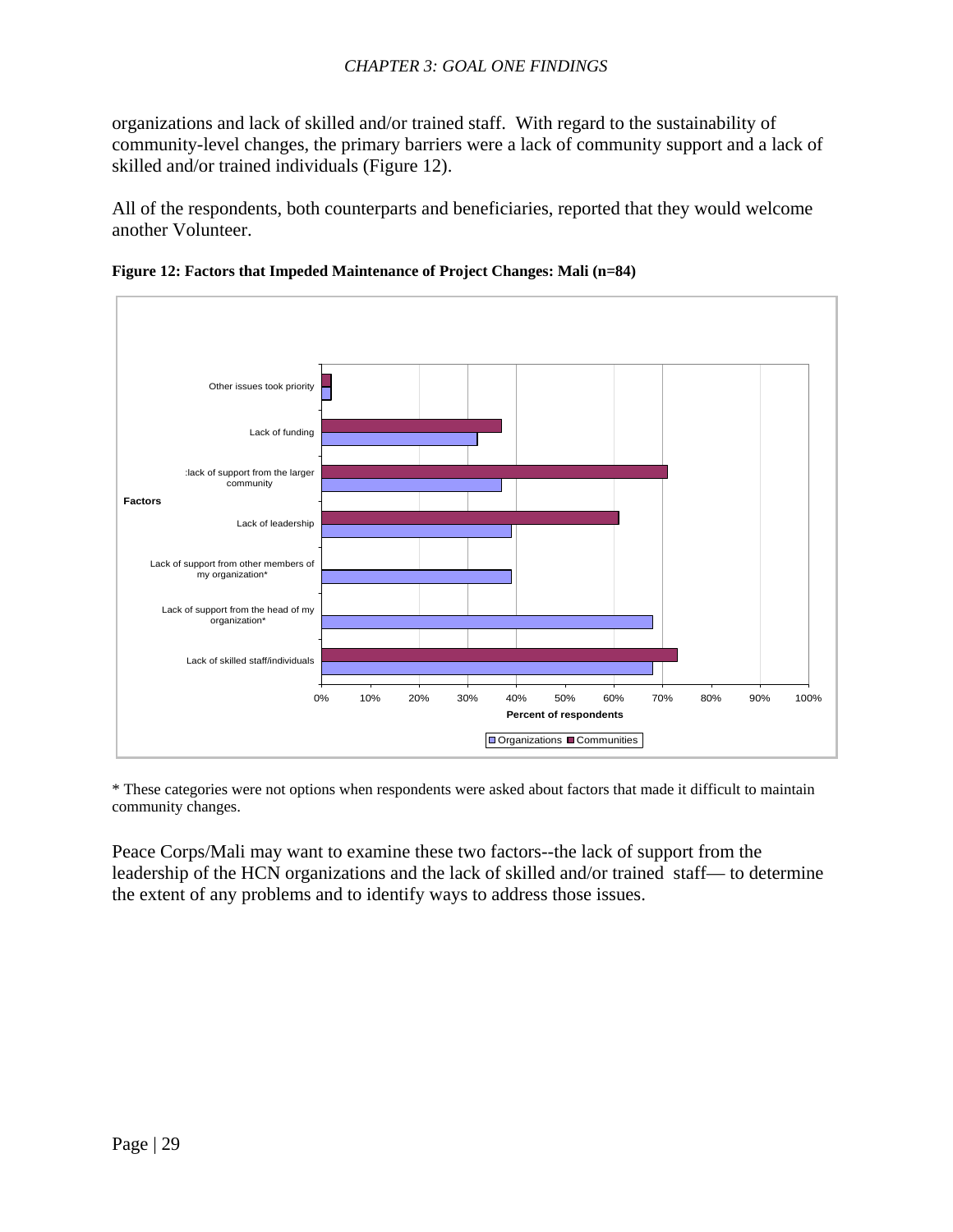organizations and lack of skilled and/or trained staff. With regard to the sustainability of community-level changes, the primary barriers were a lack of community support and a lack of skilled and/or trained individuals (Figure 12).

All of the respondents, both counterparts and beneficiaries, reported that they would welcome another Volunteer.

**Figure 12: Factors that Impeded Maintenance of Project Changes: Mali (n=84)**

* These categories were not options when respondents were asked about factors that made it difficult to maintain community changes.

Peace Corps/Mali may want to examine these two factors--the lack of support from the leadership of the HCN organizations and the lack of skilled and/or trained staff— to determine the extent of any problems and to identify ways to address those issues.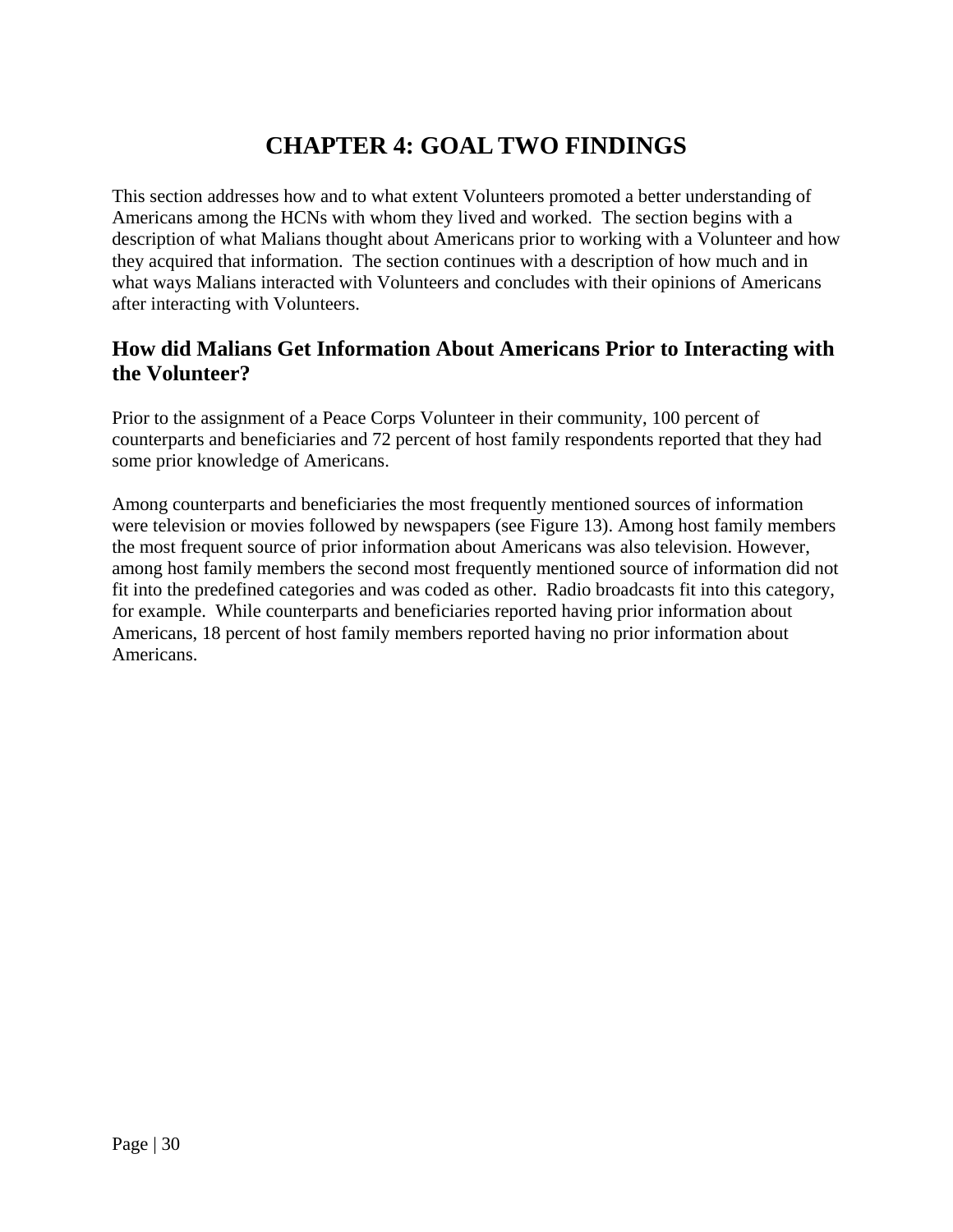# CHAPTER 4: GOAL TWO FINDINGS

This section addresses how and to what extent Volunteers promoted a better understanding of Americans among the HCNs with whom they lived and worked. The section begins with a description of what Malians thought about Americans prior to working with a Volunteer and how they acquired that information. The section continues with a description of how much and in what ways Malians interacted with Volunteers and concludes with their opinions of Americans after interacting with Volunteers.

## How did Malians Get Information About Americans Prior to Interacting with the Volunteer?

Prior to the assignment of a Peace Corps Volunteer in their community, 100 percent of counterparts and beneficiaries and 72 percent of host family respondents reported that they had some prior knowledge of Americans.

Among counterparts and beneficiaries the most frequently mentioned sources of information were television or movies followed by newspapers (see Figure 13). Among host family members the most frequent source of prior information about Americans was also television. However, among host family members the second most frequently mentioned source of information did not fit into the predefined categories and was coded as other. Radio broadcasts fit into this category, for example. While counterparts and beneficiaries reported having prior information about Americans, 18 percent of host family members reported having no prior information about Americans.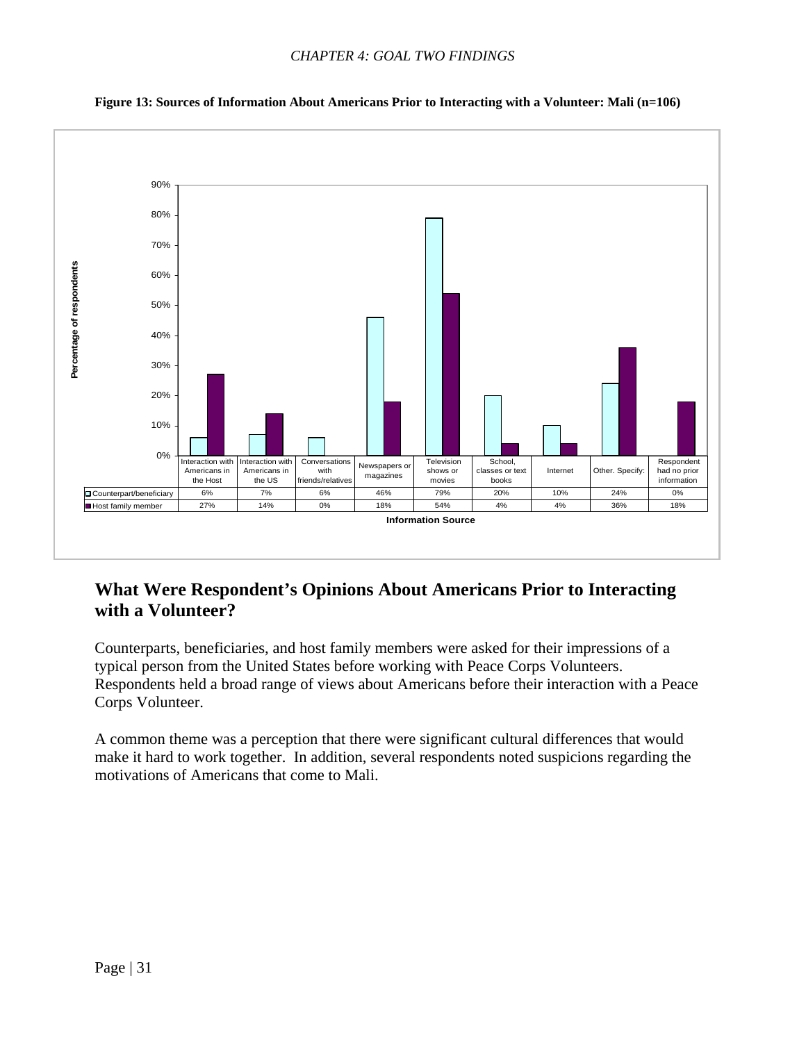**Figure 13: Sources of Information About Americans Prior to Interacting with a Volunteer: Mali (n=106)**

| Information Source | Interaction with Americans in the Host | Interaction with Americans in the US | Conversations with friends/relatives | Newspapers or magazines | Television shows or movies | School, classes or text books | Internet | Other. Specify: | Respondent had no prior information |
|---|---|---|---|---|---|---|---|---|---|
| Counterpart/beneficiary | 6% | 7% | 6% | 46% | 79% | 20% | 10% | 24% | 0% |
| Host family member | 27% | 14% | 0% | 18% | 54% | 4% | 4% | 36% | 18% |

## What Were Respondent's Opinions About Americans Prior to Interacting with a Volunteer?

Counterparts, beneficiaries, and host family members were asked for their impressions of a typical person from the United States before working with Peace Corps Volunteers. Respondents held a broad range of views about Americans before their interaction with a Peace Corps Volunteer.

A common theme was a perception that there were significant cultural differences that would make it hard to work together. In addition, several respondents noted suspicions regarding the motivations of Americans that come to Mali.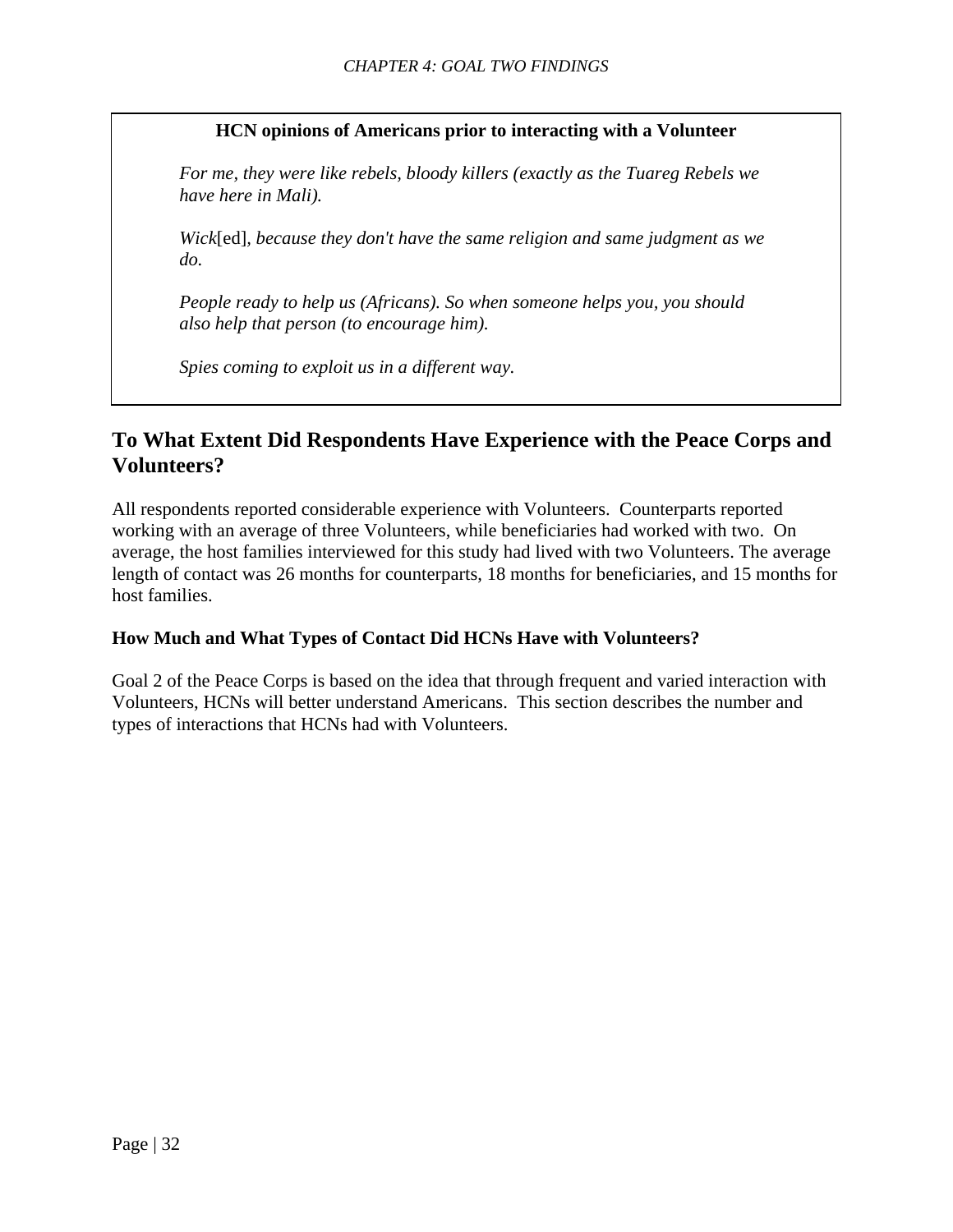**HCN opinions of Americans prior to interacting with a Volunteer**

*For me, they were like rebels, bloody killers (exactly as the Tuareg Rebels we have here in Mali).*

*Wick*[ed]*, because they don't have the same religion and same judgment as we do.*

*People ready to help us (Africans). So when someone helps you, you should also help that person (to encourage him).*

*Spies coming to exploit us in a different way.*

## To What Extent Did Respondents Have Experience with the Peace Corps and Volunteers?

All respondents reported considerable experience with Volunteers. Counterparts reported working with an average of three Volunteers, while beneficiaries had worked with two. On average, the host families interviewed for this study had lived with two Volunteers. The average length of contact was 26 months for counterparts, 18 months for beneficiaries, and 15 months for host families.

### How Much and What Types of Contact Did HCNs Have with Volunteers?

Goal 2 of the Peace Corps is based on the idea that through frequent and varied interaction with Volunteers, HCNs will better understand Americans. This section describes the number and types of interactions that HCNs had with Volunteers.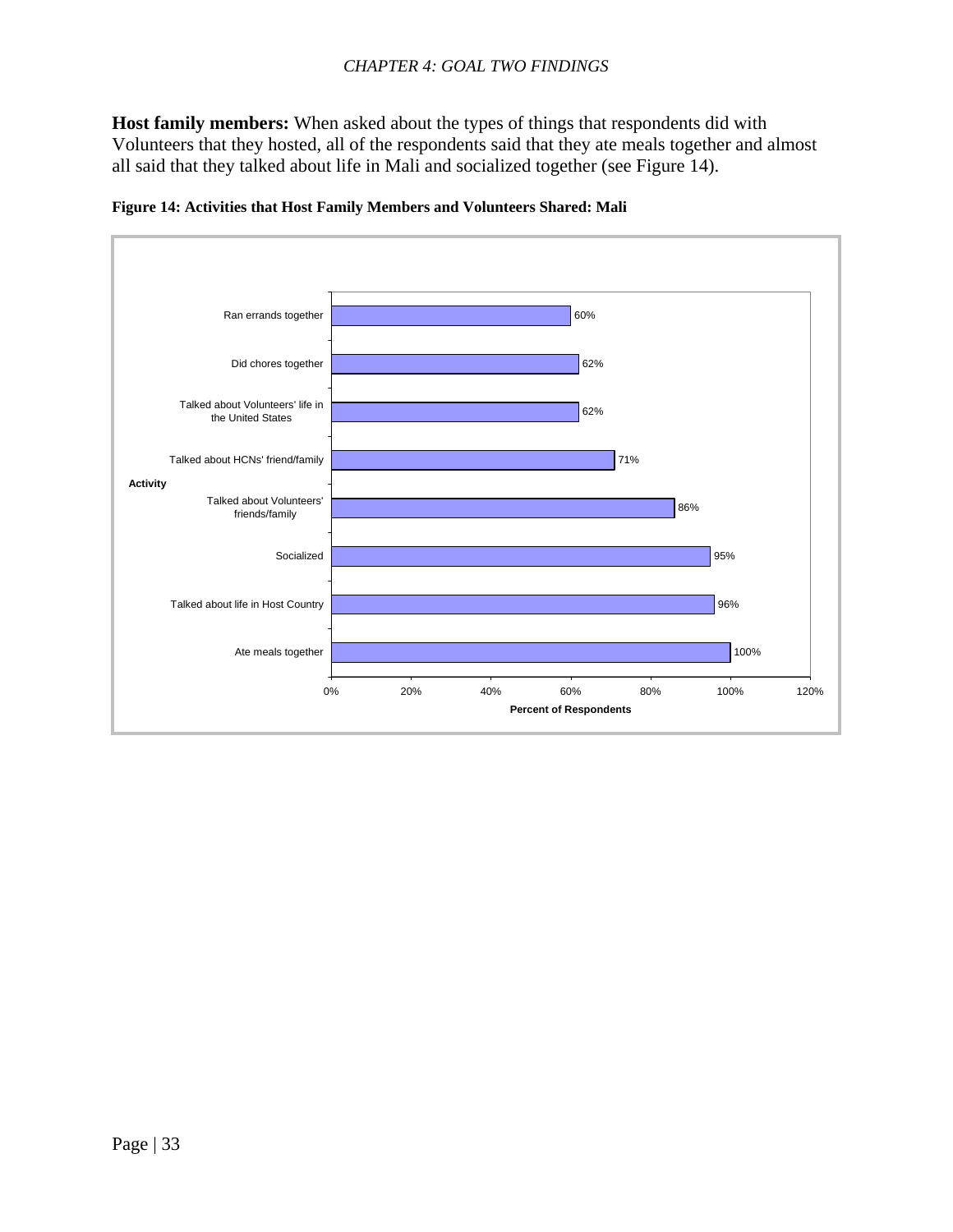**Host family members:** When asked about the types of things that respondents did with Volunteers that they hosted, all of the respondents said that they ate meals together and almost all said that they talked about life in Mali and socialized together (see Figure 14).

**Figure 14: Activities that Host Family Members and Volunteers Shared: Mali**

| Activity | Percent of Respondents |
| --- | --- |
| Ran errands together | 60% |
| Did chores together | 62% |
| Talked about Volunteers' life in the United States | 62% |
| Talked about HCNs' friend/family | 71% |
| Talked about Volunteers' friends/family | 86% |
| Socialized | 95% |
| Talked about life in Host Country | 96% |
| Ate meals together | 100% |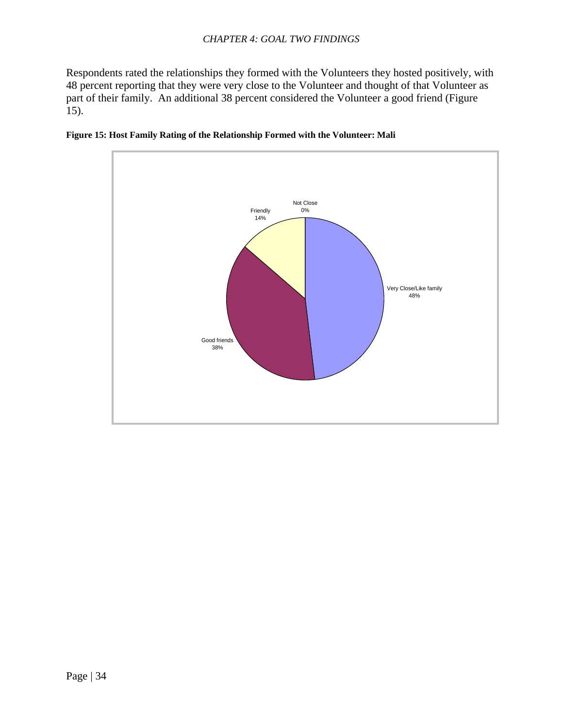Respondents rated the relationships they formed with the Volunteers they hosted positively, with 48 percent reporting that they were very close to the Volunteer and thought of that Volunteer as part of their family. An additional 38 percent considered the Volunteer a good friend (Figure 15).

**Figure 15: Host Family Rating of the Relationship Formed with the Volunteer: Mali**

| Rating | Percent |
| --- | --- |
| Very Close/Like family | 48% |
| Good friends | 38% |
| Friendly | 14% |
| Not Close | 0% |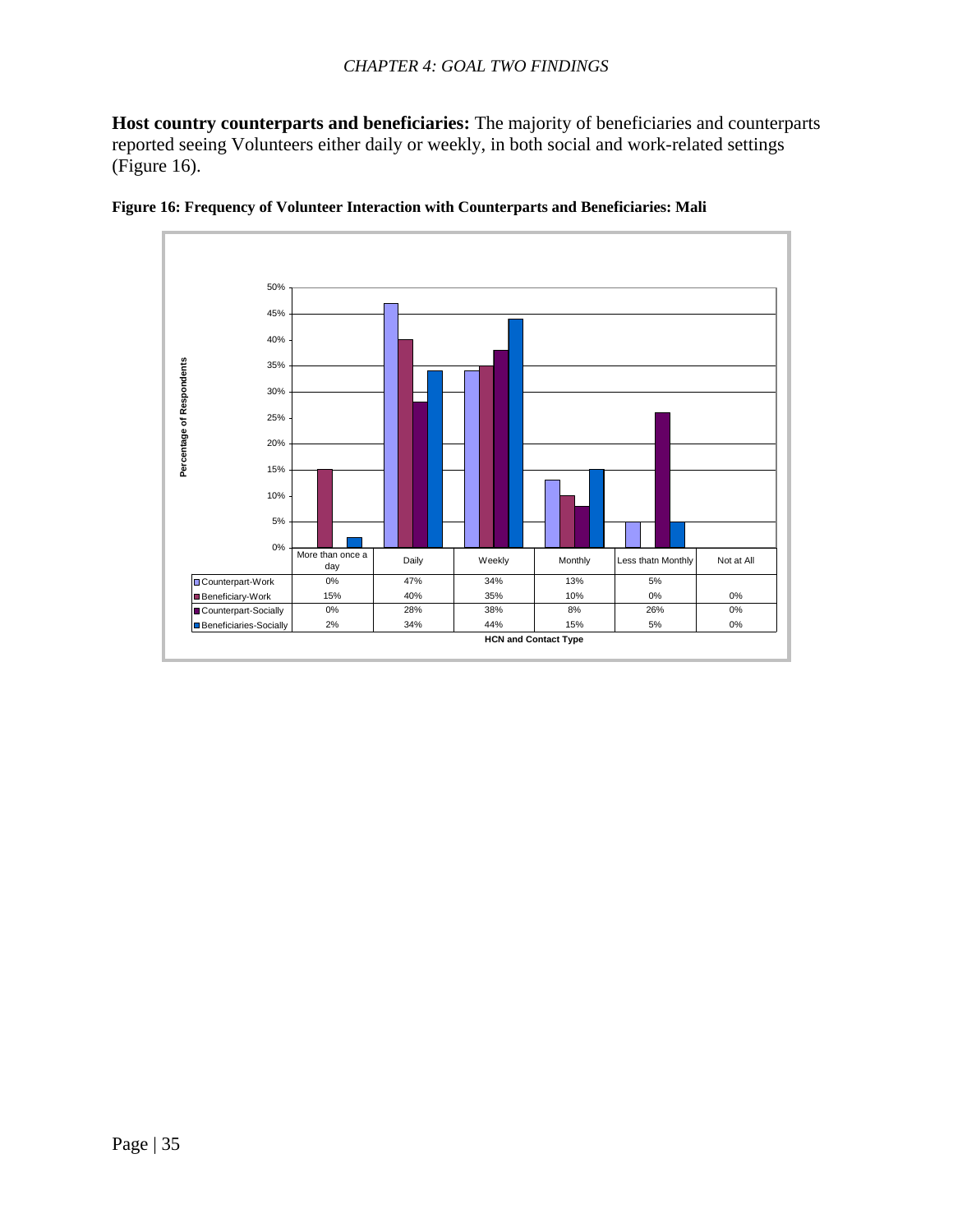**Host country counterparts and beneficiaries:** The majority of beneficiaries and counterparts reported seeing Volunteers either daily or weekly, in both social and work-related settings (Figure 16).

**Figure 16: Frequency of Volunteer Interaction with Counterparts and Beneficiaries: Mali**

| HCN and Contact Type | More than once a day | Daily | Weekly | Monthly | Less thatn Monthly | Not at All |
|---|---|---|---|---|---|---|
| Counterpart-Work | 0% | 47% | 34% | 13% | 5% | |
| Beneficiary-Work | 15% | 40% | 35% | 10% | 0% | 0% |
| Counterpart-Socially | 0% | 28% | 38% | 8% | 26% | 0% |
| Beneficiaries-Socially | 2% | 34% | 44% | 15% | 5% | 0% |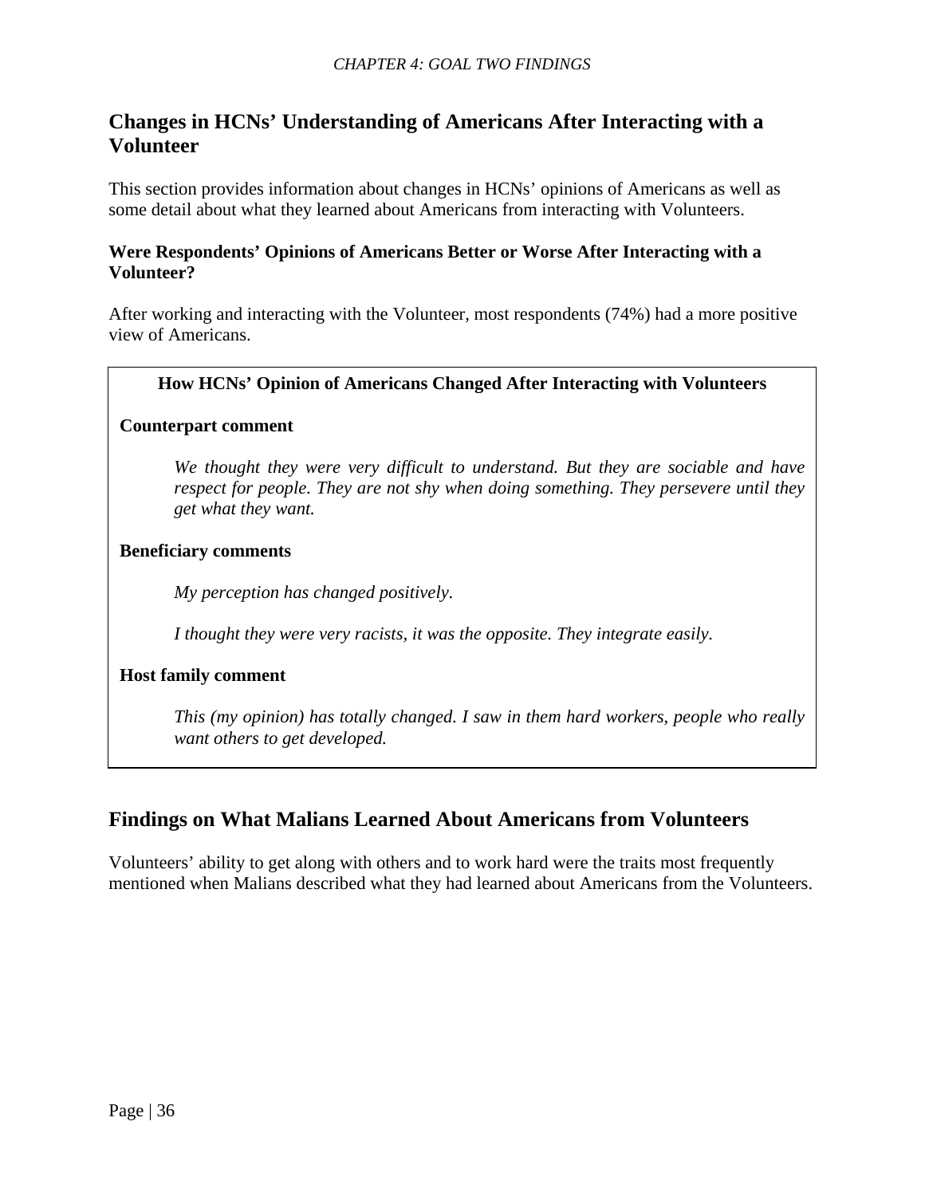## Changes in HCNs' Understanding of Americans After Interacting with a Volunteer

This section provides information about changes in HCNs' opinions of Americans as well as some detail about what they learned about Americans from interacting with Volunteers.

### Were Respondents' Opinions of Americans Better or Worse After Interacting with a Volunteer?

After working and interacting with the Volunteer, most respondents (74%) had a more positive view of Americans.

**How HCNs' Opinion of Americans Changed After Interacting with Volunteers**

**Counterpart comment**

> *We thought they were very difficult to understand. But they are sociable and have respect for people. They are not shy when doing something. They persevere until they get what they want.*

**Beneficiary comments**

> *My perception has changed positively.*
>
> *I thought they were very racists, it was the opposite. They integrate easily.*

**Host family comment**

> *This (my opinion) has totally changed. I saw in them hard workers, people who really want others to get developed.*

## Findings on What Malians Learned About Americans from Volunteers

Volunteers' ability to get along with others and to work hard were the traits most frequently mentioned when Malians described what they had learned about Americans from the Volunteers.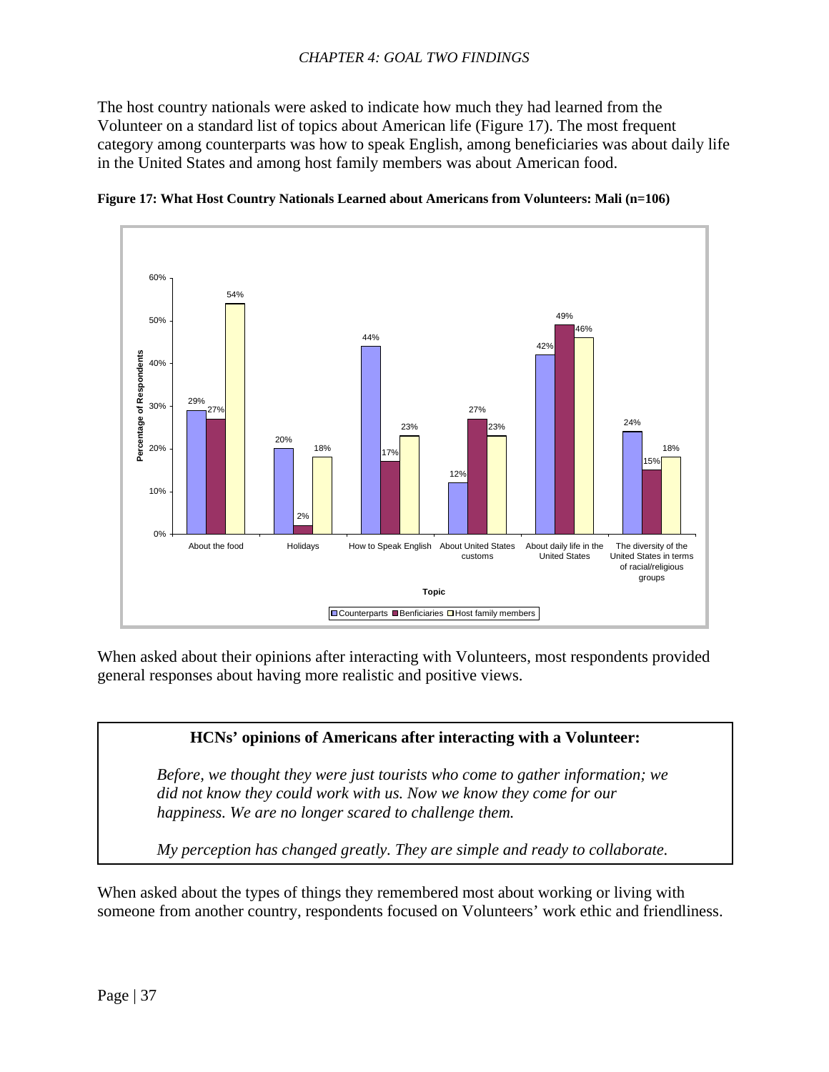The host country nationals were asked to indicate how much they had learned from the Volunteer on a standard list of topics about American life (Figure 17). The most frequent category among counterparts was how to speak English, among beneficiaries was about daily life in the United States and among host family members was about American food.

**Figure 17: What Host Country Nationals Learned about Americans from Volunteers: Mali (n=106)**

| Topic | Counterparts | Benficiaries | Host family members |
|---|---|---|---|
| About the food | 29% | 27% | 54% |
| Holidays | 20% | 2% | 18% |
| How to Speak English | 44% | 17% | 23% |
| About United States customs | 12% | 27% | 23% |
| About daily life in the United States | 42% | 49% | 46% |
| The diversity of the United States in terms of racial/religious groups | 24% | 15% | 18% |

When asked about their opinions after interacting with Volunteers, most respondents provided general responses about having more realistic and positive views.

> **HCNs' opinions of Americans after interacting with a Volunteer:**
>
> *Before, we thought they were just tourists who come to gather information; we did not know they could work with us. Now we know they come for our happiness. We are no longer scared to challenge them.*
>
> *My perception has changed greatly. They are simple and ready to collaborate.*

When asked about the types of things they remembered most about working or living with someone from another country, respondents focused on Volunteers' work ethic and friendliness.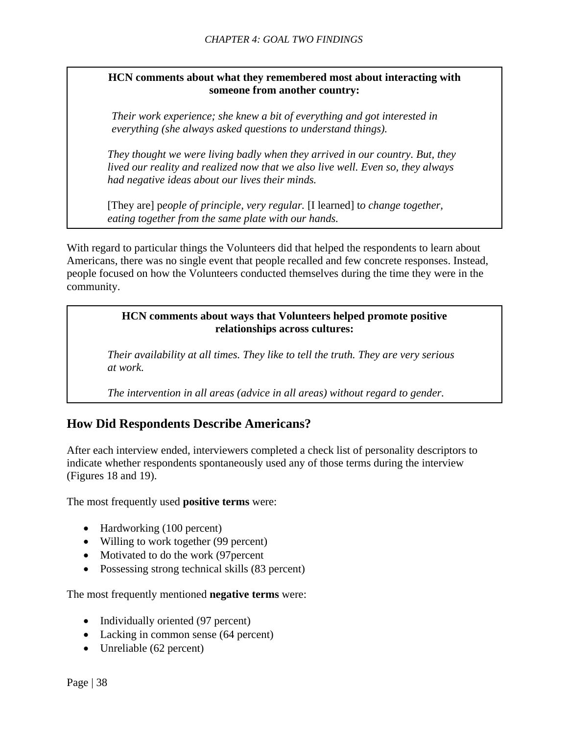**HCN comments about what they remembered most about interacting with someone from another country:**

*Their work experience; she knew a bit of everything and got interested in everything (she always asked questions to understand things).*

*They thought we were living badly when they arrived in our country. But, they lived our reality and realized now that we also live well. Even so, they always had negative ideas about our lives their minds.*

[They are] p*eople of principle, very regular.* [I learned] t*o change together, eating together from the same plate with our hands.*

With regard to particular things the Volunteers did that helped the respondents to learn about Americans, there was no single event that people recalled and few concrete responses. Instead, people focused on how the Volunteers conducted themselves during the time they were in the community.

**HCN comments about ways that Volunteers helped promote positive relationships across cultures:**

*Their availability at all times. They like to tell the truth. They are very serious at work.*

*The intervention in all areas (advice in all areas) without regard to gender.*

## How Did Respondents Describe Americans?

After each interview ended, interviewers completed a check list of personality descriptors to indicate whether respondents spontaneously used any of those terms during the interview (Figures 18 and 19).

The most frequently used **positive terms** were:

- Hardworking (100 percent)
- Willing to work together (99 percent)
- Motivated to do the work (97percent
- Possessing strong technical skills (83 percent)

The most frequently mentioned **negative terms** were:

- Individually oriented (97 percent)
- Lacking in common sense (64 percent)
- Unreliable (62 percent)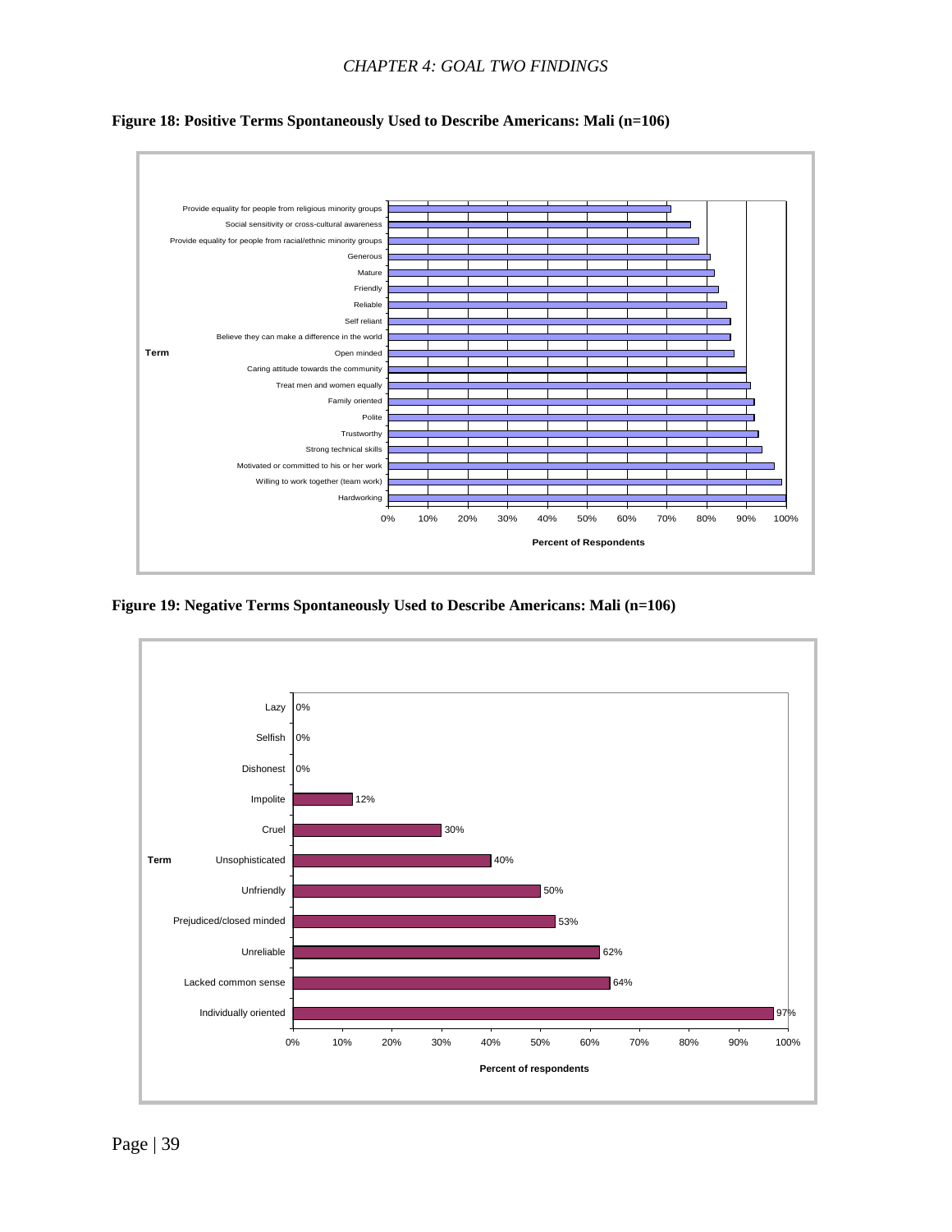**Figure 18: Positive Terms Spontaneously Used to Describe Americans: Mali (n=106)**

| Term | Percent of Respondents |
|---|---|
| Provide equality for people from religious minority groups | ~71% |
| Social sensitivity or cross-cultural awareness | ~76% |
| Provide equality for people from racial/ethnic minority groups | ~78% |
| Generous | ~81% |
| Mature | ~82% |
| Friendly | ~83% |
| Reliable | ~85% |
| Self reliant | ~86% |
| Believe they can make a difference in the world | ~86% |
| Open minded | ~87% |
| Caring attitude towards the community | ~90% |
| Treat men and women equally | ~91% |
| Family oriented | ~92% |
| Polite | ~92% |
| Trustworthy | ~93% |
| Strong technical skills | ~94% |
| Motivated or committed to his or her work | ~97% |
| Willing to work together (team work) | ~99% |
| Hardworking | ~100% |

**Figure 19: Negative Terms Spontaneously Used to Describe Americans: Mali (n=106)**

| Term | Percent of respondents |
|---|---|
| Lazy | 0% |
| Selfish | 0% |
| Dishonest | 0% |
| Impolite | 12% |
| Cruel | 30% |
| Unsophisticated | 40% |
| Unfriendly | 50% |
| Prejudiced/closed minded | 53% |
| Unreliable | 62% |
| Lacked common sense | 64% |
| Individually oriented | 97% |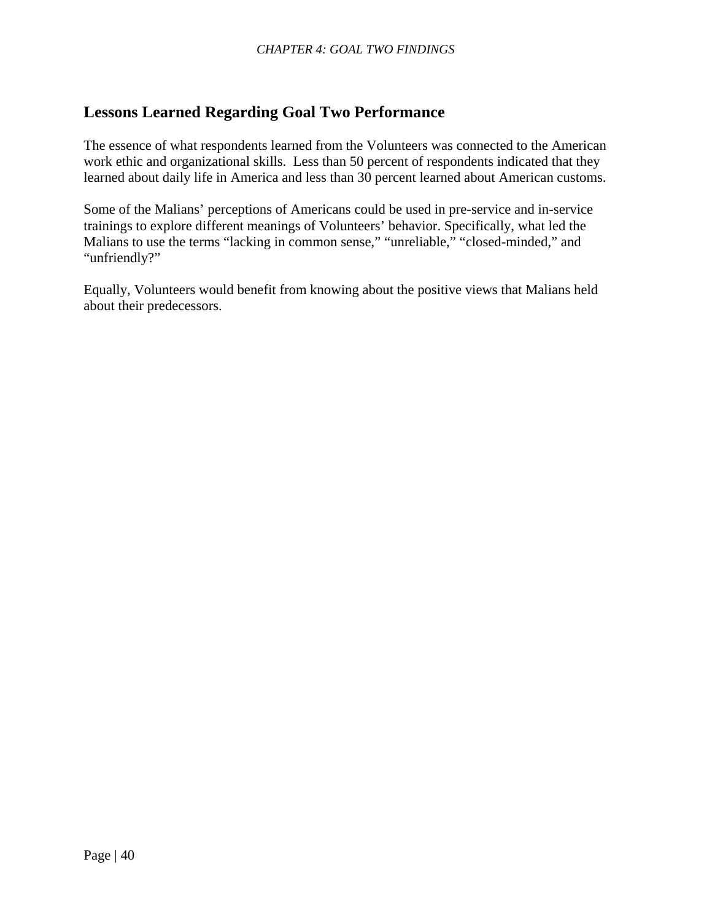## Lessons Learned Regarding Goal Two Performance

The essence of what respondents learned from the Volunteers was connected to the American work ethic and organizational skills. Less than 50 percent of respondents indicated that they learned about daily life in America and less than 30 percent learned about American customs.

Some of the Malians' perceptions of Americans could be used in pre-service and in-service trainings to explore different meanings of Volunteers' behavior. Specifically, what led the Malians to use the terms "lacking in common sense," "unreliable," "closed-minded," and "unfriendly?"

Equally, Volunteers would benefit from knowing about the positive views that Malians held about their predecessors.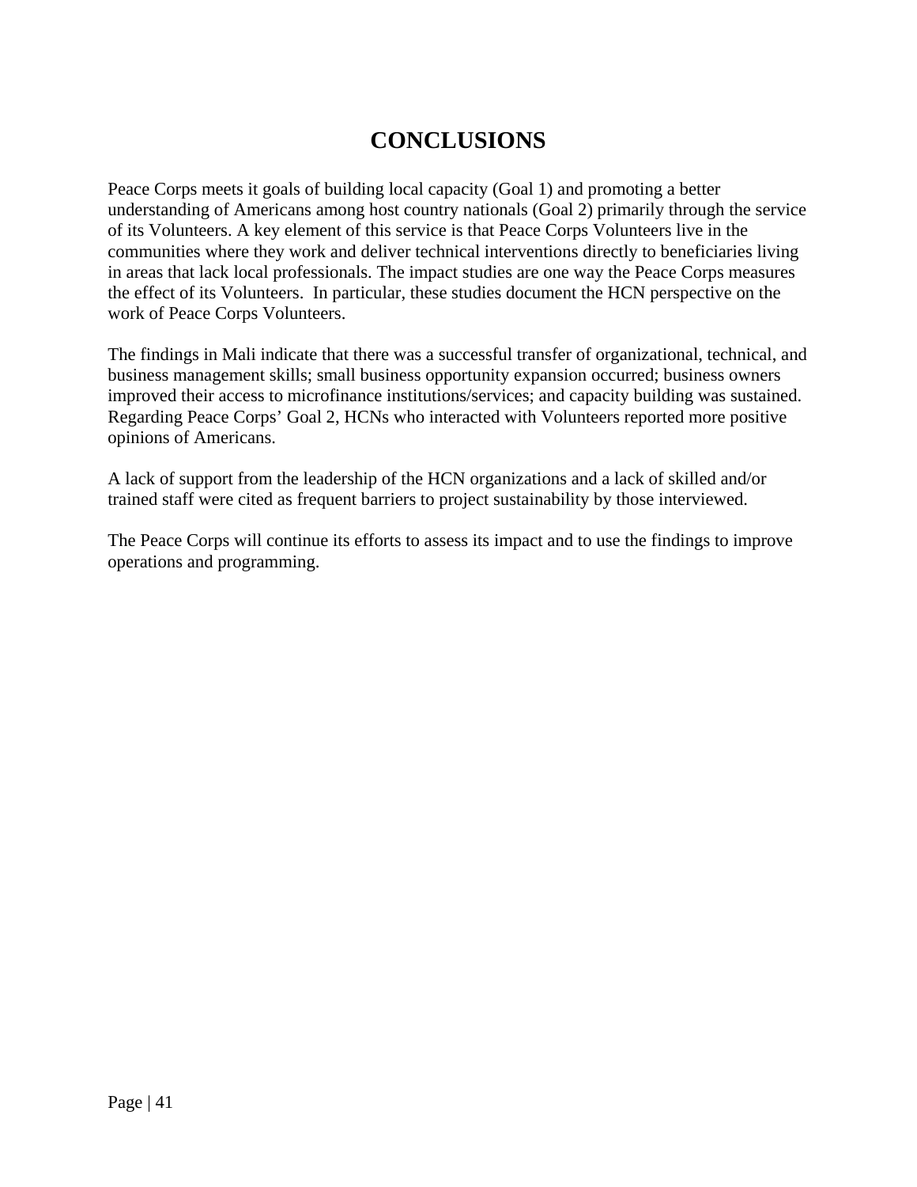# CONCLUSIONS

Peace Corps meets it goals of building local capacity (Goal 1) and promoting a better understanding of Americans among host country nationals (Goal 2) primarily through the service of its Volunteers. A key element of this service is that Peace Corps Volunteers live in the communities where they work and deliver technical interventions directly to beneficiaries living in areas that lack local professionals. The impact studies are one way the Peace Corps measures the effect of its Volunteers. In particular, these studies document the HCN perspective on the work of Peace Corps Volunteers.

The findings in Mali indicate that there was a successful transfer of organizational, technical, and business management skills; small business opportunity expansion occurred; business owners improved their access to microfinance institutions/services; and capacity building was sustained. Regarding Peace Corps' Goal 2, HCNs who interacted with Volunteers reported more positive opinions of Americans.

A lack of support from the leadership of the HCN organizations and a lack of skilled and/or trained staff were cited as frequent barriers to project sustainability by those interviewed.

The Peace Corps will continue its efforts to assess its impact and to use the findings to improve operations and programming.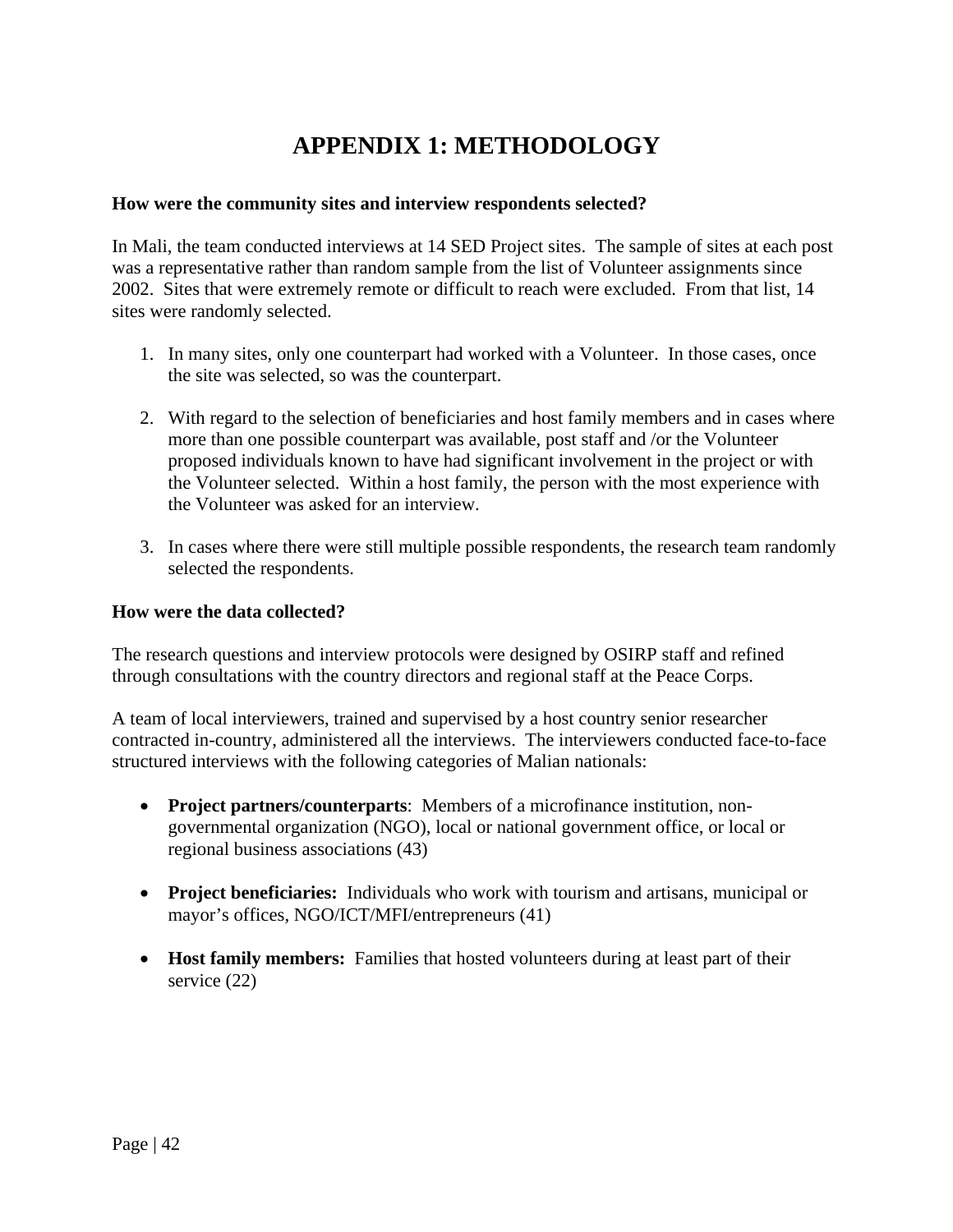# APPENDIX 1: METHODOLOGY

**How were the community sites and interview respondents selected?**

In Mali, the team conducted interviews at 14 SED Project sites. The sample of sites at each post was a representative rather than random sample from the list of Volunteer assignments since 2002. Sites that were extremely remote or difficult to reach were excluded. From that list, 14 sites were randomly selected.

1. In many sites, only one counterpart had worked with a Volunteer. In those cases, once the site was selected, so was the counterpart.

2. With regard to the selection of beneficiaries and host family members and in cases where more than one possible counterpart was available, post staff and /or the Volunteer proposed individuals known to have had significant involvement in the project or with the Volunteer selected. Within a host family, the person with the most experience with the Volunteer was asked for an interview.

3. In cases where there were still multiple possible respondents, the research team randomly selected the respondents.

**How were the data collected?**

The research questions and interview protocols were designed by OSIRP staff and refined through consultations with the country directors and regional staff at the Peace Corps.

A team of local interviewers, trained and supervised by a host country senior researcher contracted in-country, administered all the interviews. The interviewers conducted face-to-face structured interviews with the following categories of Malian nationals:

- **Project partners/counterparts**: Members of a microfinance institution, non-governmental organization (NGO), local or national government office, or local or regional business associations (43)

- **Project beneficiaries:** Individuals who work with tourism and artisans, municipal or mayor's offices, NGO/ICT/MFI/entrepreneurs (41)

- **Host family members:** Families that hosted volunteers during at least part of their service (22)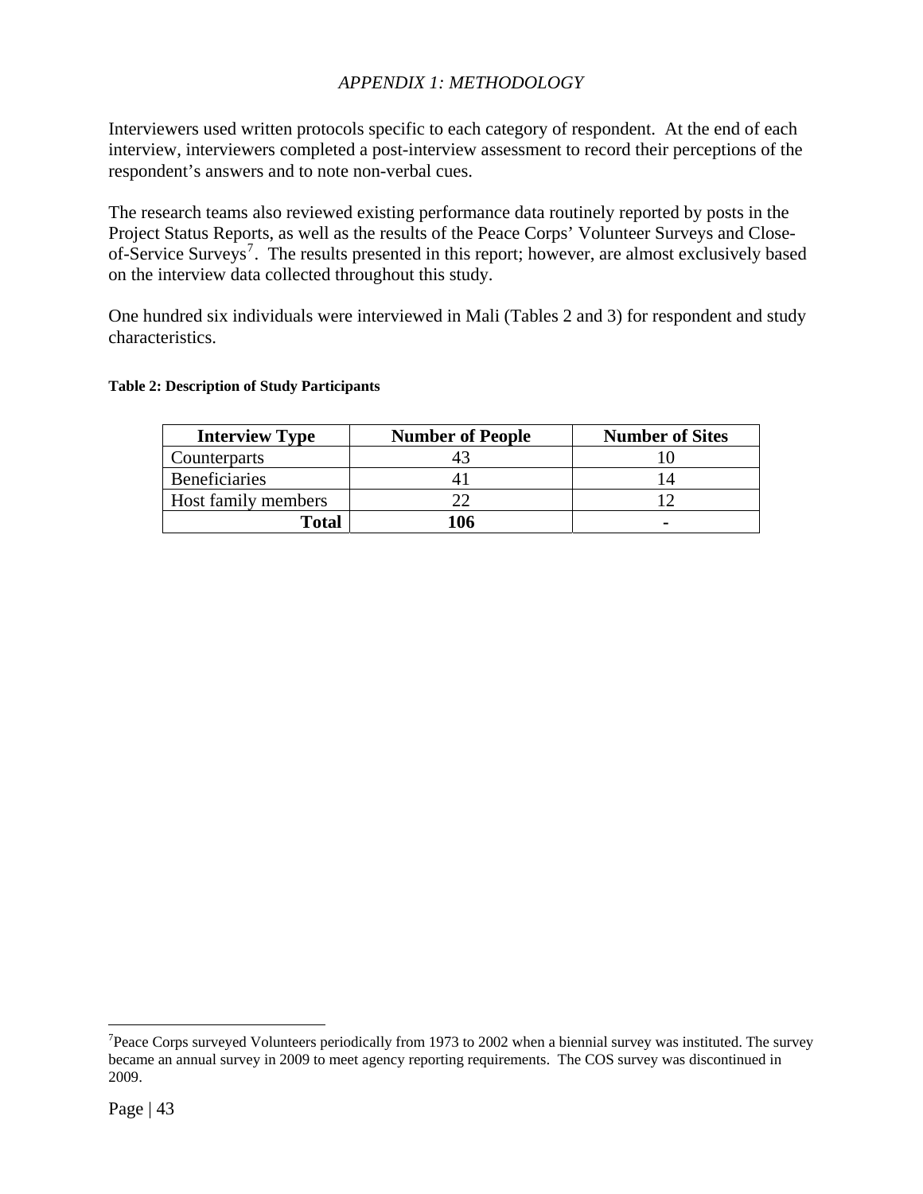*APPENDIX 1: METHODOLOGY*

Interviewers used written protocols specific to each category of respondent. At the end of each interview, interviewers completed a post-interview assessment to record their perceptions of the respondent's answers and to note non-verbal cues.

The research teams also reviewed existing performance data routinely reported by posts in the Project Status Reports, as well as the results of the Peace Corps' Volunteer Surveys and Close-of-Service Surveys[7]. The results presented in this report; however, are almost exclusively based on the interview data collected throughout this study.

One hundred six individuals were interviewed in Mali (Tables 2 and 3) for respondent and study characteristics.

**Table 2: Description of Study Participants**

| Interview Type | Number of People | Number of Sites |
|---|---|---|
| Counterparts | 43 | 10 |
| Beneficiaries | 41 | 14 |
| Host family members | 22 | 12 |
| **Total** | **106** | **-** |

---

[7]Peace Corps surveyed Volunteers periodically from 1973 to 2002 when a biennial survey was instituted. The survey became an annual survey in 2009 to meet agency reporting requirements. The COS survey was discontinued in 2009.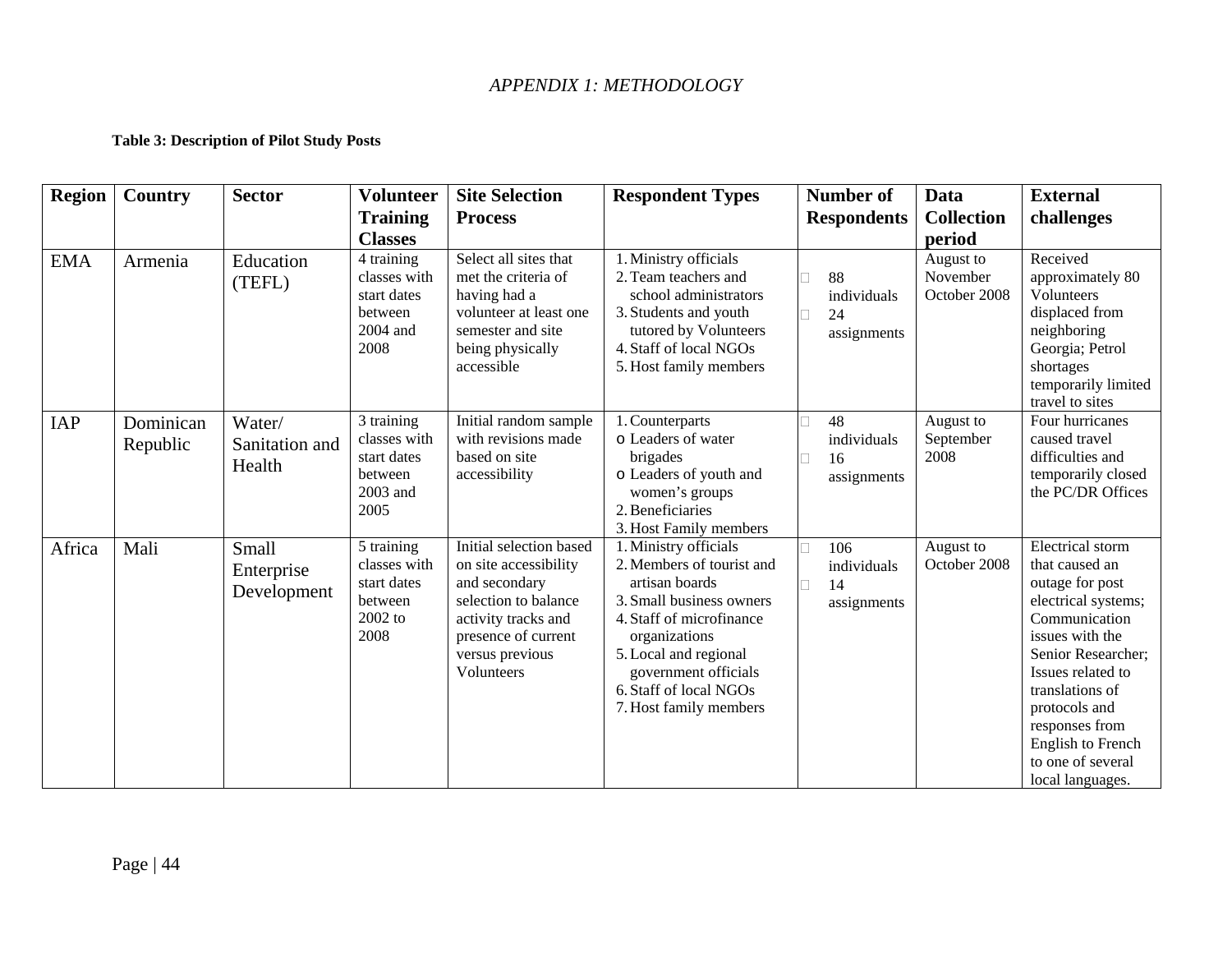*APPENDIX 1: METHODOLOGY*

**Table 3: Description of Pilot Study Posts**

| Region | Country | Sector | Volunteer Training Classes | Site Selection Process | Respondent Types | Number of Respondents | Data Collection period | External challenges |
|---|---|---|---|---|---|---|---|---|
| EMA | Armenia | Education (TEFL) | 4 training classes with start dates between 2004 and 2008 | Select all sites that met the criteria of having had a volunteer at least one semester and site being physically accessible | 1. Ministry officials<br>2. Team teachers and school administrators<br>3. Students and youth tutored by Volunteers<br>4. Staff of local NGOs<br>5. Host family members | 88 individuals<br>24 assignments | August to November October 2008 | Received approximately 80 Volunteers displaced from neighboring Georgia; Petrol shortages temporarily limited travel to sites |
| IAP | Dominican Republic | Water/ Sanitation and Health | 3 training classes with start dates between 2003 and 2005 | Initial random sample with revisions made based on site accessibility | 1. Counterparts<br>o Leaders of water brigades<br>o Leaders of youth and women's groups<br>2. Beneficiaries<br>3. Host Family members | 48 individuals<br>16 assignments | August to September 2008 | Four hurricanes caused travel difficulties and temporarily closed the PC/DR Offices |
| Africa | Mali | Small Enterprise Development | 5 training classes with start dates between 2002 to 2008 | Initial selection based on site accessibility and secondary selection to balance activity tracks and presence of current versus previous Volunteers | 1. Ministry officials<br>2. Members of tourist and artisan boards<br>3. Small business owners<br>4. Staff of microfinance organizations<br>5. Local and regional government officials<br>6. Staff of local NGOs<br>7. Host family members | 106 individuals<br>14 assignments | August to October 2008 | Electrical storm that caused an outage for post electrical systems; Communication issues with the Senior Researcher; Issues related to translations of protocols and responses from English to French to one of several local languages. |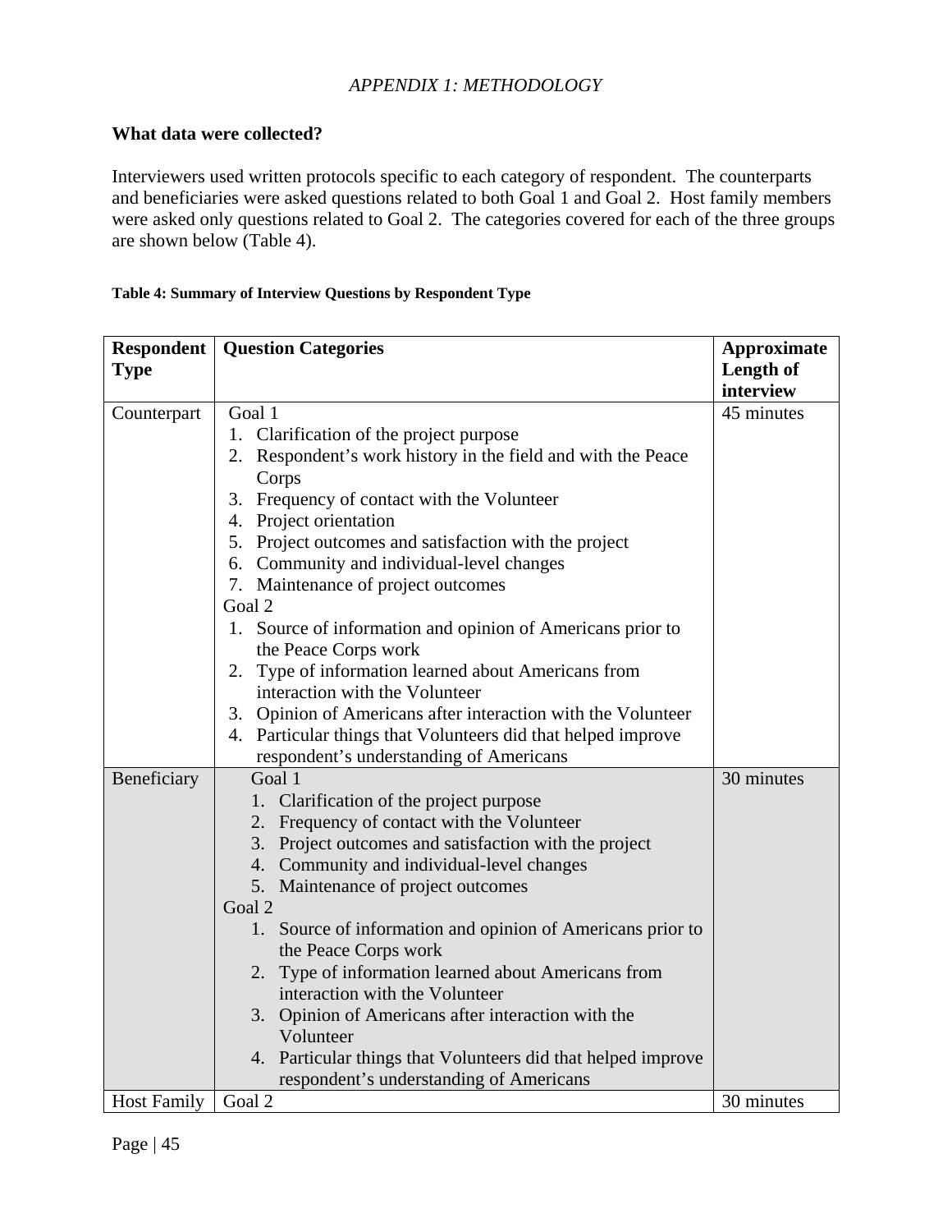*APPENDIX 1: METHODOLOGY*

**What data were collected?**

Interviewers used written protocols specific to each category of respondent. The counterparts and beneficiaries were asked questions related to both Goal 1 and Goal 2. Host family members were asked only questions related to Goal 2. The categories covered for each of the three groups are shown below (Table 4).

**Table 4: Summary of Interview Questions by Respondent Type**

| Respondent Type | Question Categories | Approximate Length of interview |
|---|---|---|
| Counterpart | Goal 1<br>1. Clarification of the project purpose<br>2. Respondent's work history in the field and with the Peace Corps<br>3. Frequency of contact with the Volunteer<br>4. Project orientation<br>5. Project outcomes and satisfaction with the project<br>6. Community and individual-level changes<br>7. Maintenance of project outcomes<br>Goal 2<br>1. Source of information and opinion of Americans prior to the Peace Corps work<br>2. Type of information learned about Americans from interaction with the Volunteer<br>3. Opinion of Americans after interaction with the Volunteer<br>4. Particular things that Volunteers did that helped improve respondent's understanding of Americans | 45 minutes |
| Beneficiary | Goal 1<br>1. Clarification of the project purpose<br>2. Frequency of contact with the Volunteer<br>3. Project outcomes and satisfaction with the project<br>4. Community and individual-level changes<br>5. Maintenance of project outcomes<br>Goal 2<br>1. Source of information and opinion of Americans prior to the Peace Corps work<br>2. Type of information learned about Americans from interaction with the Volunteer<br>3. Opinion of Americans after interaction with the Volunteer<br>4. Particular things that Volunteers did that helped improve respondent's understanding of Americans | 30 minutes |
| Host Family | Goal 2 | 30 minutes |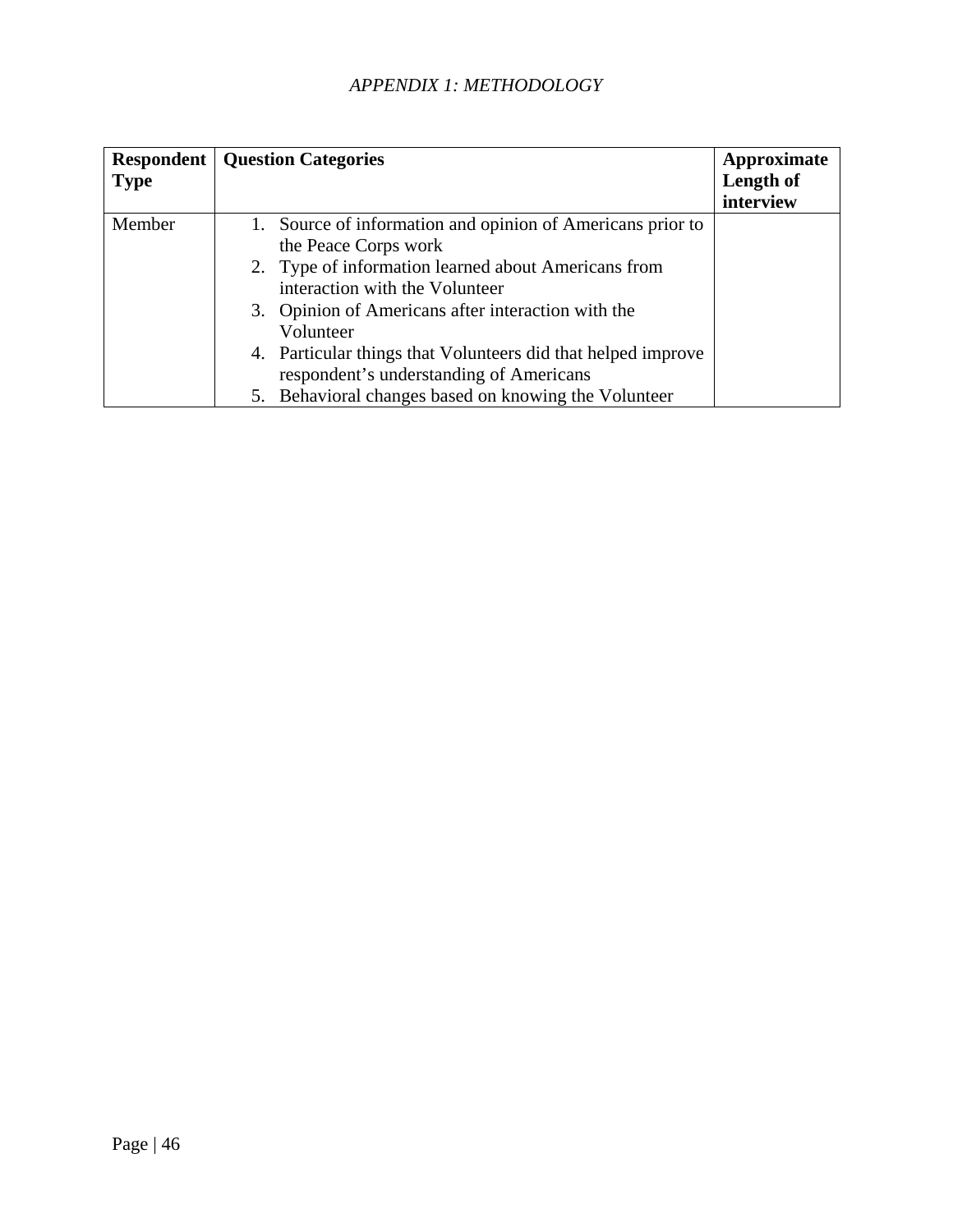*APPENDIX 1: METHODOLOGY*

| **Respondent Type** | **Question Categories** | **Approximate Length of interview** |
|---|---|---|
| Member | 1. Source of information and opinion of Americans prior to the Peace Corps work<br>2. Type of information learned about Americans from interaction with the Volunteer<br>3. Opinion of Americans after interaction with the Volunteer<br>4. Particular things that Volunteers did that helped improve respondent's understanding of Americans<br>5. Behavioral changes based on knowing the Volunteer | |